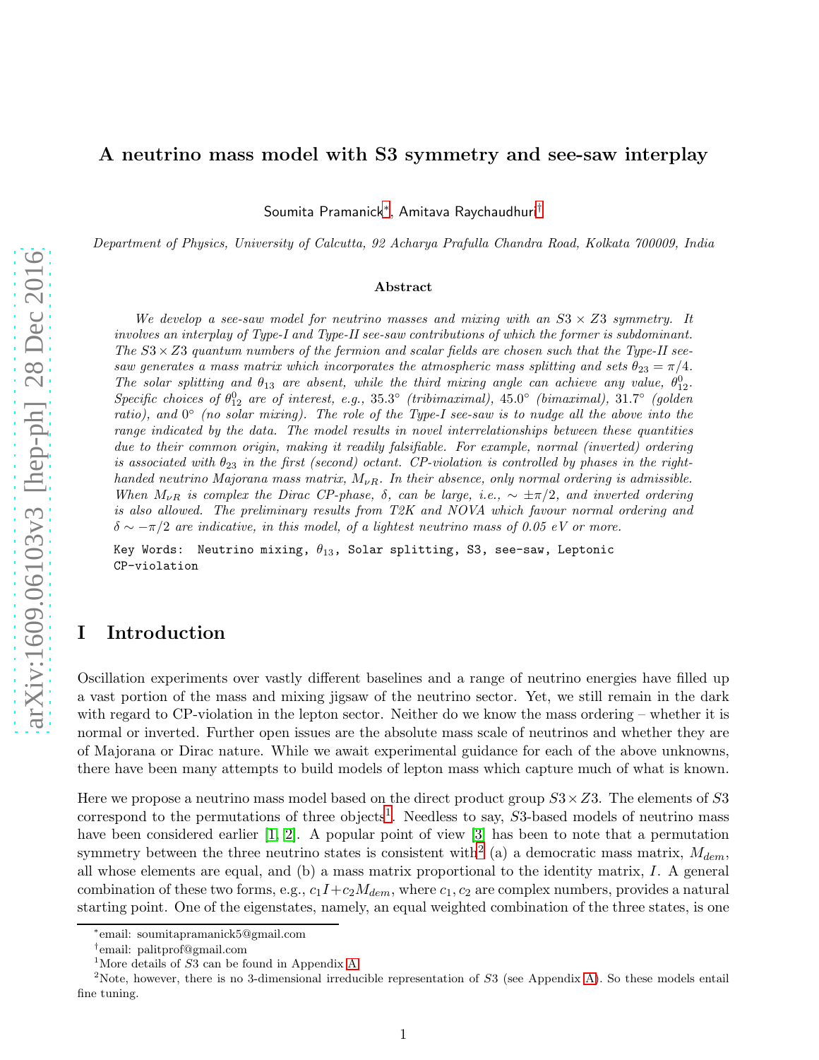# A neutrino mass model with S3 symmetry and see-saw interplay

Soumita Pramanick[*], Amitava Raychaudhuri[†]

*Department of Physics, University of Calcutta, 92 Acharya Prafulla Chandra Road, Kolkata 700009, India*

### Abstract

*We develop a see-saw model for neutrino masses and mixing with an $S3 \times Z3$ symmetry. It involves an interplay of Type-I and Type-II see-saw contributions of which the former is subdominant. The $S3 \times Z3$ quantum numbers of the fermion and scalar fields are chosen such that the Type-II see-saw generates a mass matrix which incorporates the atmospheric mass splitting and sets $\theta_{23} = \pi/4$. The solar splitting and $\theta_{13}$ are absent, while the third mixing angle can achieve any value, $\theta_{12}^0$. Specific choices of $\theta_{12}^0$ are of interest, e.g., 35.3° (tribimaximal), 45.0° (bimaximal), 31.7° (golden ratio), and 0° (no solar mixing). The role of the Type-I see-saw is to nudge all the above into the range indicated by the data. The model results in novel interrelationships between these quantities due to their common origin, making it readily falsifiable. For example, normal (inverted) ordering is associated with $\theta_{23}$ in the first (second) octant. CP-violation is controlled by phases in the right-handed neutrino Majorana mass matrix, $M_{\nu R}$. In their absence, only normal ordering is admissible. When $M_{\nu R}$ is complex the Dirac CP-phase, $\delta$, can be large, i.e., $\sim \pm\pi/2$, and inverted ordering is also allowed. The preliminary results from T2K and NOVA which favour normal ordering and $\delta \sim -\pi/2$ are indicative, in this model, of a lightest neutrino mass of 0.05 eV or more.*

Key Words: Neutrino mixing, $\theta_{13}$, Solar splitting, S3, see-saw, Leptonic CP-violation

## I Introduction

Oscillation experiments over vastly different baselines and a range of neutrino energies have filled up a vast portion of the mass and mixing jigsaw of the neutrino sector. Yet, we still remain in the dark with regard to CP-violation in the lepton sector. Neither do we know the mass ordering – whether it is normal or inverted. Further open issues are the absolute mass scale of neutrinos and whether they are of Majorana or Dirac nature. While we await experimental guidance for each of the above unknowns, there have been many attempts to build models of lepton mass which capture much of what is known.

Here we propose a neutrino mass model based on the direct product group $S3 \times Z3$. The elements of $S3$ correspond to the permutations of three objects[1]. Needless to say, $S3$-based models of neutrino mass have been considered earlier [1, 2]. A popular point of view [3] has been to note that a permutation symmetry between the three neutrino states is consistent with[2] (a) a democratic mass matrix, $M_{dem}$, all whose elements are equal, and (b) a mass matrix proportional to the identity matrix, $I$. A general combination of these two forms, e.g., $c_1 I + c_2 M_{dem}$, where $c_1, c_2$ are complex numbers, provides a natural starting point. One of the eigenstates, namely, an equal weighted combination of the three states, is one

[*] email: soumitapramanick5@gmail.com

[†] email: palitprof@gmail.com

[1] More details of $S3$ can be found in Appendix A.

[2] Note, however, there is no 3-dimensional irreducible representation of $S3$ (see Appendix A). So these models entail fine tuning.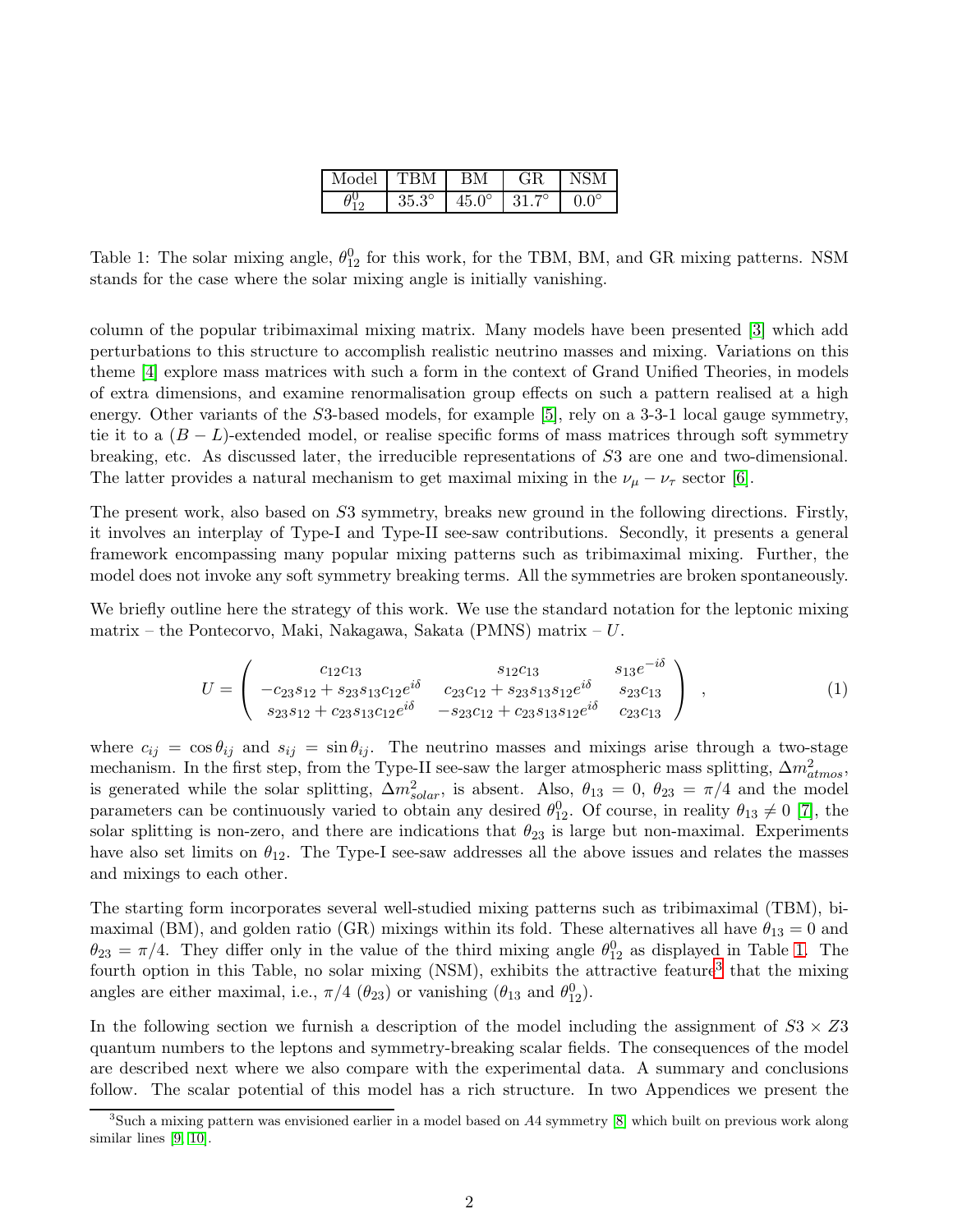| Model | TBM | BM | GR | NSM |
|---|---|---|---|---|
| $\theta_{12}^0$ | $35.3^\circ$ | $45.0^\circ$ | $31.7^\circ$ | $0.0^\circ$ |

Table 1: The solar mixing angle, $\theta_{12}^0$ for this work, for the TBM, BM, and GR mixing patterns. NSM stands for the case where the solar mixing angle is initially vanishing.

column of the popular tribimaximal mixing matrix. Many models have been presented [3] which add perturbations to this structure to accomplish realistic neutrino masses and mixing. Variations on this theme [4] explore mass matrices with such a form in the context of Grand Unified Theories, in models of extra dimensions, and examine renormalisation group effects on such a pattern realised at a high energy. Other variants of the $S3$-based models, for example [5], rely on a 3-3-1 local gauge symmetry, tie it to a $(B-L)$-extended model, or realise specific forms of mass matrices through soft symmetry breaking, etc. As discussed later, the irreducible representations of $S3$ are one and two-dimensional. The latter provides a natural mechanism to get maximal mixing in the $\nu_\mu - \nu_\tau$ sector [6].

The present work, also based on $S3$ symmetry, breaks new ground in the following directions. Firstly, it involves an interplay of Type-I and Type-II see-saw contributions. Secondly, it presents a general framework encompassing many popular mixing patterns such as tribimaximal mixing. Further, the model does not invoke any soft symmetry breaking terms. All the symmetries are broken spontaneously.

We briefly outline here the strategy of this work. We use the standard notation for the leptonic mixing matrix – the Pontecorvo, Maki, Nakagawa, Sakata (PMNS) matrix – $U$.

$$
U = \begin{pmatrix} c_{12}c_{13} & s_{12}c_{13} & s_{13}e^{-i\delta} \\ -c_{23}s_{12} + s_{23}s_{13}c_{12}e^{i\delta} & c_{23}c_{12} + s_{23}s_{13}s_{12}e^{i\delta} & s_{23}c_{13} \\ s_{23}s_{12} + c_{23}s_{13}c_{12}e^{i\delta} & -s_{23}c_{12} + c_{23}s_{13}s_{12}e^{i\delta} & c_{23}c_{13} \end{pmatrix} \;, \tag{1}
$$

where $c_{ij} = \cos\theta_{ij}$ and $s_{ij} = \sin\theta_{ij}$. The neutrino masses and mixings arise through a two-stage mechanism. In the first step, from the Type-II see-saw the larger atmospheric mass splitting, $\Delta m^2_{atmos}$, is generated while the solar splitting, $\Delta m^2_{solar}$, is absent. Also, $\theta_{13} = 0$, $\theta_{23} = \pi/4$ and the model parameters can be continuously varied to obtain any desired $\theta_{12}^0$. Of course, in reality $\theta_{13} \neq 0$ [7], the solar splitting is non-zero, and there are indications that $\theta_{23}$ is large but non-maximal. Experiments have also set limits on $\theta_{12}$. The Type-I see-saw addresses all the above issues and relates the masses and mixings to each other.

The starting form incorporates several well-studied mixing patterns such as tribimaximal (TBM), bimaximal (BM), and golden ratio (GR) mixings within its fold. These alternatives all have $\theta_{13} = 0$ and $\theta_{23} = \pi/4$. They differ only in the value of the third mixing angle $\theta_{12}^0$ as displayed in Table 1. The fourth option in this Table, no solar mixing (NSM), exhibits the attractive feature[3] that the mixing angles are either maximal, i.e., $\pi/4$ ($\theta_{23}$) or vanishing ($\theta_{13}$ and $\theta_{12}^0$).

In the following section we furnish a description of the model including the assignment of $S3 \times Z3$ quantum numbers to the leptons and symmetry-breaking scalar fields. The consequences of the model are described next where we also compare with the experimental data. A summary and conclusions follow. The scalar potential of this model has a rich structure. In two Appendices we present the

[3] Such a mixing pattern was envisioned earlier in a model based on $A4$ symmetry [8] which built on previous work along similar lines [9, 10].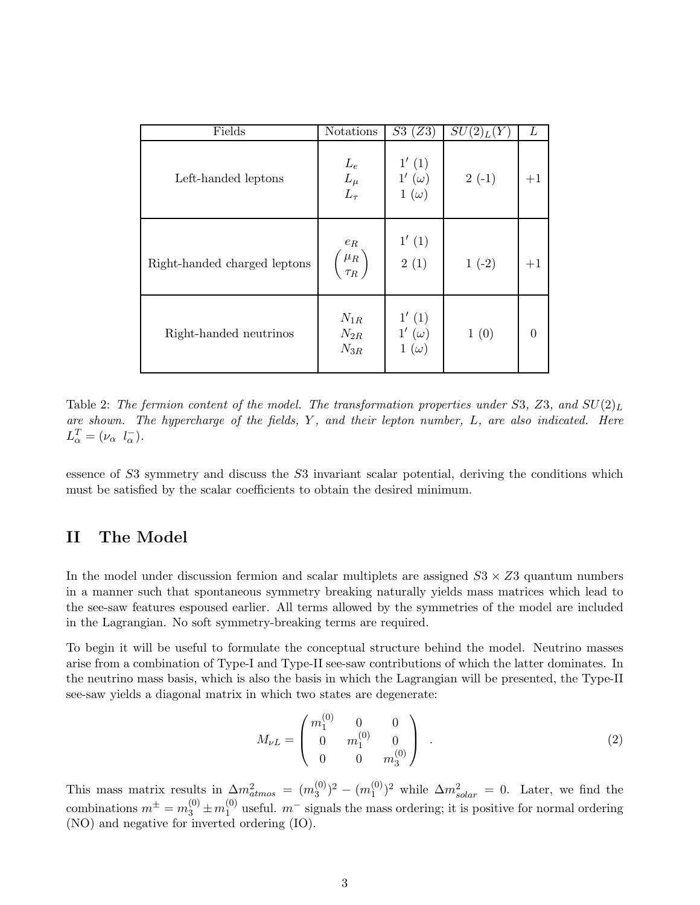| Fields | Notations | $S3$ ($Z3$) | $SU(2)_L(Y)$ | $L$ |
|---|---|---|---|---|
| Left-handed leptons | $L_e$ <br> $L_\mu$ <br> $L_\tau$ | $1'$ (1) <br> $1'$ ($\omega$) <br> 1 ($\omega$) | 2 (-1) | +1 |
| Right-handed charged leptons | $e_R$ <br> $\begin{pmatrix} \mu_R \\ \tau_R \end{pmatrix}$ | $1'$ (1) <br> 2 (1) | 1 (-2) | +1 |
| Right-handed neutrinos | $N_{1R}$ <br> $N_{2R}$ <br> $N_{3R}$ | $1'$ (1) <br> $1'$ ($\omega$) <br> 1 ($\omega$) | 1 (0) | 0 |

Table 2: *The fermion content of the model. The transformation properties under* $S3$*,* $Z3$*, and* $SU(2)_L$ *are shown. The hypercharge of the fields,* $Y$*, and their lepton number,* $L$*, are also indicated. Here* $L_\alpha^T = (\nu_\alpha \;\; l_\alpha^-)$.

essence of $S3$ symmetry and discuss the $S3$ invariant scalar potential, deriving the conditions which must be satisfied by the scalar coefficients to obtain the desired minimum.

## II The Model

In the model under discussion fermion and scalar multiplets are assigned $S3 \times Z3$ quantum numbers in a manner such that spontaneous symmetry breaking naturally yields mass matrices which lead to the see-saw features espoused earlier. All terms allowed by the symmetries of the model are included in the Lagrangian. No soft symmetry-breaking terms are required.

To begin it will be useful to formulate the conceptual structure behind the model. Neutrino masses arise from a combination of Type-I and Type-II see-saw contributions of which the latter dominates. In the neutrino mass basis, which is also the basis in which the Lagrangian will be presented, the Type-II see-saw yields a diagonal matrix in which two states are degenerate:

$$M_{\nu L} = \begin{pmatrix} m_1^{(0)} & 0 & 0 \\ 0 & m_1^{(0)} & 0 \\ 0 & 0 & m_3^{(0)} \end{pmatrix} \quad . \tag{2}$$

This mass matrix results in $\Delta m^2_{atmos} = (m_3^{(0)})^2 - (m_1^{(0)})^2$ while $\Delta m^2_{solar} = 0$. Later, we find the combinations $m^\pm = m_3^{(0)} \pm m_1^{(0)}$ useful. $m^-$ signals the mass ordering; it is positive for normal ordering (NO) and negative for inverted ordering (IO).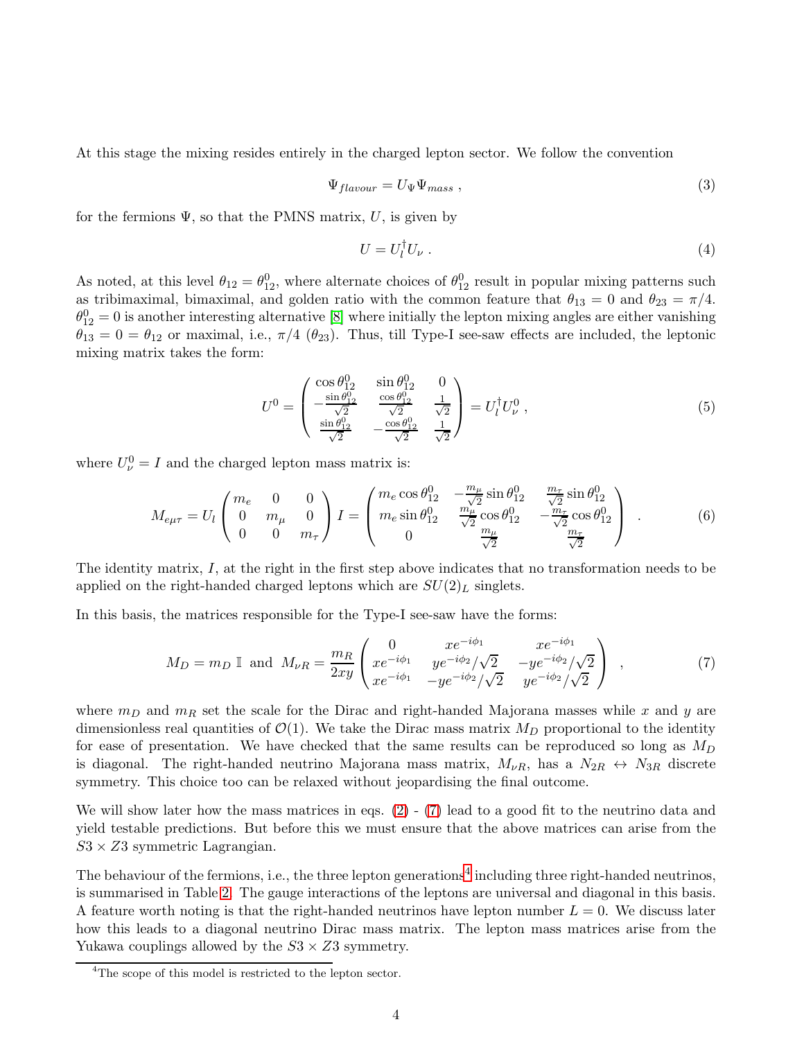At this stage the mixing resides entirely in the charged lepton sector. We follow the convention

$$\Psi_{flavour} = U_\Psi \Psi_{mass} \; , \tag{3}$$

for the fermions $\Psi$, so that the PMNS matrix, $U$, is given by

$$U = U_l^\dagger U_\nu \; . \tag{4}$$

As noted, at this level $\theta_{12} = \theta_{12}^0$, where alternate choices of $\theta_{12}^0$ result in popular mixing patterns such as tribimaximal, bimaximal, and golden ratio with the common feature that $\theta_{13} = 0$ and $\theta_{23} = \pi/4$. $\theta_{12}^0 = 0$ is another interesting alternative [8] where initially the lepton mixing angles are either vanishing $\theta_{13} = 0 = \theta_{12}$ or maximal, i.e., $\pi/4$ ($\theta_{23}$). Thus, till Type-I see-saw effects are included, the leptonic mixing matrix takes the form:

$$U^0 = \begin{pmatrix} \cos\theta_{12}^0 & \sin\theta_{12}^0 & 0 \\ -\frac{\sin\theta_{12}^0}{\sqrt{2}} & \frac{\cos\theta_{12}^0}{\sqrt{2}} & \frac{1}{\sqrt{2}} \\ \frac{\sin\theta_{12}^0}{\sqrt{2}} & -\frac{\cos\theta_{12}^0}{\sqrt{2}} & \frac{1}{\sqrt{2}} \end{pmatrix} = U_l^\dagger U_\nu^0 \; , \tag{5}$$

where $U_\nu^0 = I$ and the charged lepton mass matrix is:

$$M_{e\mu\tau} = U_l \begin{pmatrix} m_e & 0 & 0 \\ 0 & m_\mu & 0 \\ 0 & 0 & m_\tau \end{pmatrix} I = \begin{pmatrix} m_e \cos\theta_{12}^0 & -\frac{m_\mu}{\sqrt{2}}\sin\theta_{12}^0 & \frac{m_\tau}{\sqrt{2}}\sin\theta_{12}^0 \\ m_e \sin\theta_{12}^0 & \frac{m_\mu}{\sqrt{2}}\cos\theta_{12}^0 & -\frac{m_\tau}{\sqrt{2}}\cos\theta_{12}^0 \\ 0 & \frac{m_\mu}{\sqrt{2}} & \frac{m_\tau}{\sqrt{2}} \end{pmatrix} \; . \tag{6}$$

The identity matrix, $I$, at the right in the first step above indicates that no transformation needs to be applied on the right-handed charged leptons which are $SU(2)_L$ singlets.

In this basis, the matrices responsible for the Type-I see-saw have the forms:

$$M_D = m_D \, \mathbb{I} \;\; \text{and} \;\; M_{\nu R} = \frac{m_R}{2xy} \begin{pmatrix} 0 & xe^{-i\phi_1} & xe^{-i\phi_1} \\ xe^{-i\phi_1} & ye^{-i\phi_2}/\sqrt{2} & -ye^{-i\phi_2}/\sqrt{2} \\ xe^{-i\phi_1} & -ye^{-i\phi_2}/\sqrt{2} & ye^{-i\phi_2}/\sqrt{2} \end{pmatrix} \; , \tag{7}$$

where $m_D$ and $m_R$ set the scale for the Dirac and right-handed Majorana masses while $x$ and $y$ are dimensionless real quantities of $\mathcal{O}(1)$. We take the Dirac mass matrix $M_D$ proportional to the identity for ease of presentation. We have checked that the same results can be reproduced so long as $M_D$ is diagonal. The right-handed neutrino Majorana mass matrix, $M_{\nu R}$, has a $N_{2R} \leftrightarrow N_{3R}$ discrete symmetry. This choice too can be relaxed without jeopardising the final outcome.

We will show later how the mass matrices in eqs. (2) - (7) lead to a good fit to the neutrino data and yield testable predictions. But before this we must ensure that the above matrices can arise from the $S3 \times Z3$ symmetric Lagrangian.

The behaviour of the fermions, i.e., the three lepton generations[4] including three right-handed neutrinos, is summarised in Table 2. The gauge interactions of the leptons are universal and diagonal in this basis. A feature worth noting is that the right-handed neutrinos have lepton number $L = 0$. We discuss later how this leads to a diagonal neutrino Dirac mass matrix. The lepton mass matrices arise from the Yukawa couplings allowed by the $S3 \times Z3$ symmetry.

[4] The scope of this model is restricted to the lepton sector.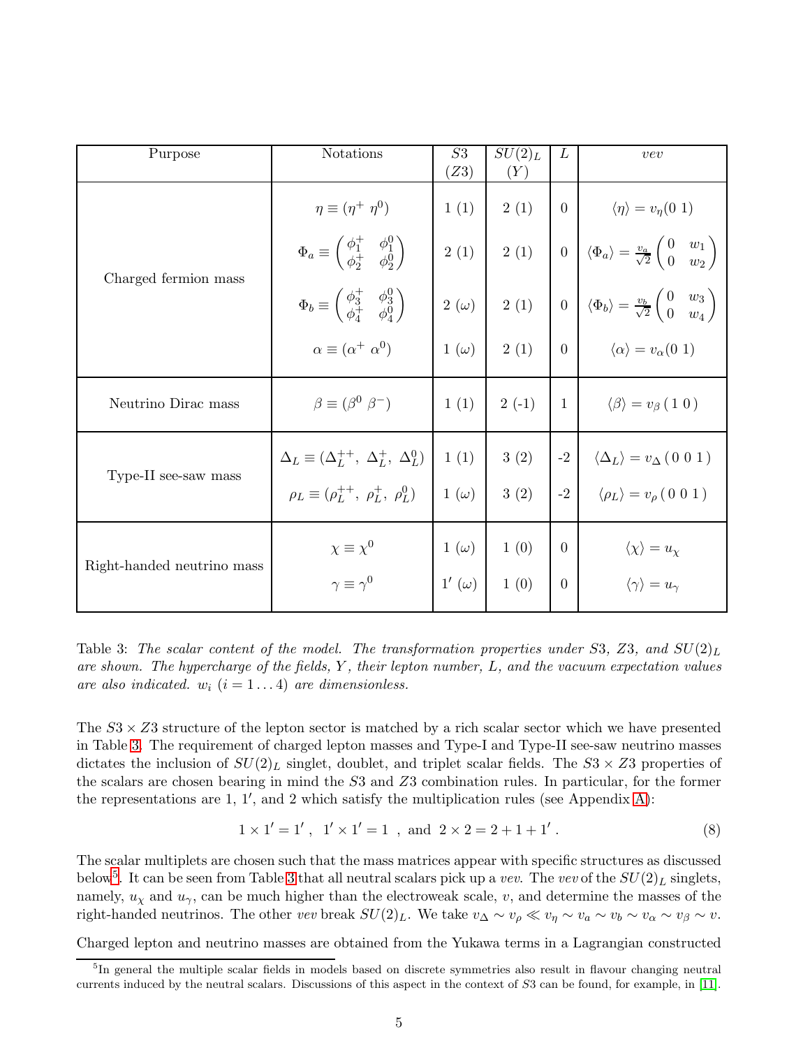| Purpose | Notations | $S3$ ($Z3$) | $SU(2)_L$ ($Y$) | $L$ | *vev* |
|---|---|---|---|---|---|
| Charged fermion mass | $\eta \equiv (\eta^+ \; \eta^0)$ | 1 (1) | 2 (1) | 0 | $\langle\eta\rangle = v_\eta (0 \; 1)$ |
| | $\Phi_a \equiv \begin{pmatrix} \phi_1^+ & \phi_1^0 \\ \phi_2^+ & \phi_2^0 \end{pmatrix}$ | 2 (1) | 2 (1) | 0 | $\langle\Phi_a\rangle = \frac{v_a}{\sqrt{2}} \begin{pmatrix} 0 & w_1 \\ 0 & w_2 \end{pmatrix}$ |
| | $\Phi_b \equiv \begin{pmatrix} \phi_3^+ & \phi_3^0 \\ \phi_4^+ & \phi_4^0 \end{pmatrix}$ | 2 ($\omega$) | 2 (1) | 0 | $\langle\Phi_b\rangle = \frac{v_b}{\sqrt{2}} \begin{pmatrix} 0 & w_3 \\ 0 & w_4 \end{pmatrix}$ |
| | $\alpha \equiv (\alpha^+ \; \alpha^0)$ | 1 ($\omega$) | 2 (1) | 0 | $\langle\alpha\rangle = v_\alpha (0 \; 1)$ |
| Neutrino Dirac mass | $\beta \equiv (\beta^0 \; \beta^-)$ | 1 (1) | 2 (-1) | 1 | $\langle\beta\rangle = v_\beta \,(\,1 \; 0\,)$ |
| Type-II see-saw mass | $\Delta_L \equiv (\Delta_L^{++}, \; \Delta_L^+, \; \Delta_L^0)$ | 1 (1) | 3 (2) | -2 | $\langle\Delta_L\rangle = v_\Delta \,(\,0 \; 0 \; 1\,)$ |
| | $\rho_L \equiv (\rho_L^{++}, \; \rho_L^+, \; \rho_L^0)$ | 1 ($\omega$) | 3 (2) | -2 | $\langle\rho_L\rangle = v_\rho \,(\,0 \; 0 \; 1\,)$ |
| Right-handed neutrino mass | $\chi \equiv \chi^0$ | 1 ($\omega$) | 1 (0) | 0 | $\langle\chi\rangle = u_\chi$ |
| | $\gamma \equiv \gamma^0$ | $1'$ ($\omega$) | 1 (0) | 0 | $\langle\gamma\rangle = u_\gamma$ |

Table 3: *The scalar content of the model. The transformation properties under $S3$, $Z3$, and $SU(2)_L$ are shown. The hypercharge of the fields, $Y$, their lepton number, $L$, and the vacuum expectation values are also indicated. $w_i$ $(i = 1 \dots 4)$ are dimensionless.*

The $S3 \times Z3$ structure of the lepton sector is matched by a rich scalar sector which we have presented in Table 3. The requirement of charged lepton masses and Type-I and Type-II see-saw neutrino masses dictates the inclusion of $SU(2)_L$ singlet, doublet, and triplet scalar fields. The $S3 \times Z3$ properties of the scalars are chosen bearing in mind the $S3$ and $Z3$ combination rules. In particular, for the former the representations are 1, $1'$, and 2 which satisfy the multiplication rules (see Appendix A):

$$1 \times 1' = 1' \; , \;\; 1' \times 1' = 1 \;\; , \text{ and } \; 2 \times 2 = 2 + 1 + 1' \, . \tag{8}$$

The scalar multiplets are chosen such that the mass matrices appear with specific structures as discussed below[5]. It can be seen from Table 3 that all neutral scalars pick up a *vev*. The *vev* of the $SU(2)_L$ singlets, namely, $u_\chi$ and $u_\gamma$, can be much higher than the electroweak scale, $v$, and determine the masses of the right-handed neutrinos. The other *vev* break $SU(2)_L$. We take $v_\Delta \sim v_\rho \ll v_\eta \sim v_a \sim v_b \sim v_\alpha \sim v_\beta \sim v$.

Charged lepton and neutrino masses are obtained from the Yukawa terms in a Lagrangian constructed

[5] In general the multiple scalar fields in models based on discrete symmetries also result in flavour changing neutral currents induced by the neutral scalars. Discussions of this aspect in the context of $S3$ can be found, for example, in [11].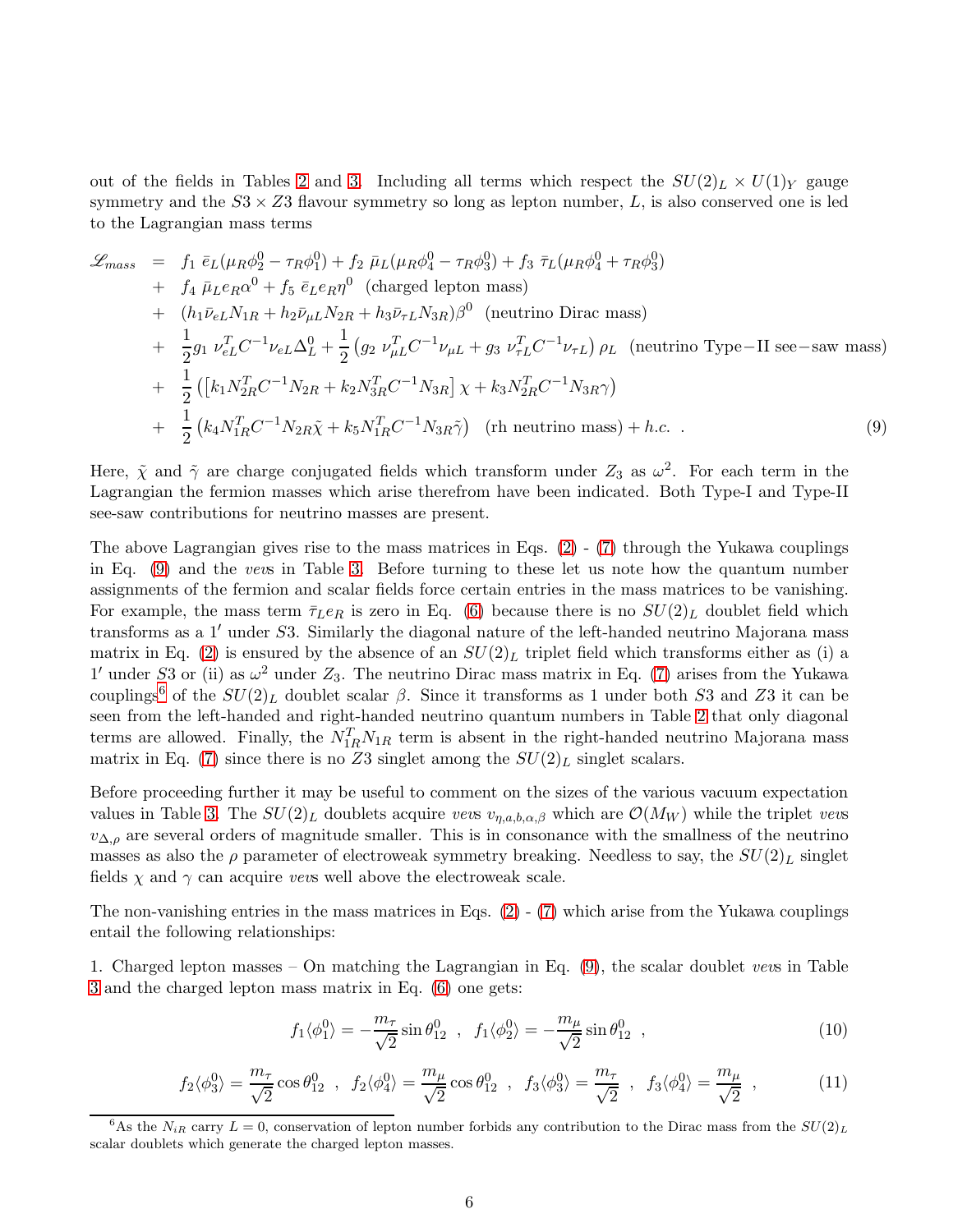out of the fields in Tables 2 and 3. Including all terms which respect the $SU(2)_L \times U(1)_Y$ gauge symmetry and the $S3 \times Z3$ flavour symmetry so long as lepton number, $L$, is also conserved one is led to the Lagrangian mass terms

$$
\begin{aligned}
\mathscr{L}_{mass} \;=\;& f_1\; \bar{e}_L(\mu_R\phi_2^0 - \tau_R\phi_1^0) + f_2\; \bar{\mu}_L(\mu_R\phi_4^0 - \tau_R\phi_3^0) + f_3\; \bar{\tau}_L(\mu_R\phi_4^0 + \tau_R\phi_3^0) \\
&+\; f_4\; \bar{\mu}_L e_R \alpha^0 + f_5\; \bar{e}_L e_R \eta^0 \;\;\text{(charged lepton mass)} \\
&+\; (h_1\bar{\nu}_{eL}N_{1R} + h_2\bar{\nu}_{\mu L}N_{2R} + h_3\bar{\nu}_{\tau L}N_{3R})\beta^0 \;\;\text{(neutrino Dirac mass)} \\
&+\; \frac{1}{2}g_1\; \nu_{eL}^T C^{-1}\nu_{eL}\Delta_L^0 + \frac{1}{2}\left(g_2\; \nu_{\mu L}^T C^{-1}\nu_{\mu L} + g_3\; \nu_{\tau L}^T C^{-1}\nu_{\tau L}\right)\rho_L \;\;\text{(neutrino Type}-\text{II see}-\text{saw mass)} \\
&+\; \frac{1}{2}\left(\left[k_1 N_{2R}^T C^{-1} N_{2R} + k_2 N_{3R}^T C^{-1} N_{3R}\right]\chi + k_3 N_{2R}^T C^{-1} N_{3R}\gamma\right) \\
&+\; \frac{1}{2}\left(k_4 N_{1R}^T C^{-1} N_{2R}\tilde{\chi} + k_5 N_{1R}^T C^{-1} N_{3R}\tilde{\gamma}\right) \;\;\text{(rh neutrino mass)} + h.c. \;\; .
\end{aligned}
\tag{9}
$$

Here, $\tilde{\chi}$ and $\tilde{\gamma}$ are charge conjugated fields which transform under $Z_3$ as $\omega^2$. For each term in the Lagrangian the fermion masses which arise therefrom have been indicated. Both Type-I and Type-II see-saw contributions for neutrino masses are present.

The above Lagrangian gives rise to the mass matrices in Eqs. (2) - (7) through the Yukawa couplings in Eq. (9) and the *vev*s in Table 3. Before turning to these let us note how the quantum number assignments of the fermion and scalar fields force certain entries in the mass matrices to be vanishing. For example, the mass term $\bar{\tau}_L e_R$ is zero in Eq. (6) because there is no $SU(2)_L$ doublet field which transforms as a $1'$ under $S3$. Similarly the diagonal nature of the left-handed neutrino Majorana mass matrix in Eq. (2) is ensured by the absence of an $SU(2)_L$ triplet field which transforms either as (i) a $1'$ under $S3$ or (ii) as $\omega^2$ under $Z_3$. The neutrino Dirac mass matrix in Eq. (7) arises from the Yukawa couplings[6] of the $SU(2)_L$ doublet scalar $\beta$. Since it transforms as 1 under both $S3$ and $Z3$ it can be seen from the left-handed and right-handed neutrino quantum numbers in Table 2 that only diagonal terms are allowed. Finally, the $N_{1R}^T N_{1R}$ term is absent in the right-handed neutrino Majorana mass matrix in Eq. (7) since there is no $Z3$ singlet among the $SU(2)_L$ singlet scalars.

Before proceeding further it may be useful to comment on the sizes of the various vacuum expectation values in Table 3. The $SU(2)_L$ doublets acquire *vev*s $v_{\eta,a,b,\alpha,\beta}$ which are $\mathcal{O}(M_W)$ while the triplet *vev*s $v_{\Delta,\rho}$ are several orders of magnitude smaller. This is in consonance with the smallness of the neutrino masses as also the $\rho$ parameter of electroweak symmetry breaking. Needless to say, the $SU(2)_L$ singlet fields $\chi$ and $\gamma$ can acquire *vev*s well above the electroweak scale.

The non-vanishing entries in the mass matrices in Eqs. (2) - (7) which arise from the Yukawa couplings entail the following relationships:

1. Charged lepton masses – On matching the Lagrangian in Eq. (9), the scalar doublet *vev*s in Table 3 and the charged lepton mass matrix in Eq. (6) one gets:

$$f_1\langle\phi_1^0\rangle = -\frac{m_\tau}{\sqrt{2}}\sin\theta_{12}^0 \;\;,\;\; f_1\langle\phi_2^0\rangle = -\frac{m_\mu}{\sqrt{2}}\sin\theta_{12}^0 \;\;, \tag{10}$$

$$f_2\langle\phi_3^0\rangle = \frac{m_\tau}{\sqrt{2}}\cos\theta_{12}^0 \;\;,\;\; f_2\langle\phi_4^0\rangle = \frac{m_\mu}{\sqrt{2}}\cos\theta_{12}^0 \;\;,\;\; f_3\langle\phi_3^0\rangle = \frac{m_\tau}{\sqrt{2}} \;\;,\;\; f_3\langle\phi_4^0\rangle = \frac{m_\mu}{\sqrt{2}} \;\;, \tag{11}$$

[6] As the $N_{iR}$ carry $L = 0$, conservation of lepton number forbids any contribution to the Dirac mass from the $SU(2)_L$ scalar doublets which generate the charged lepton masses.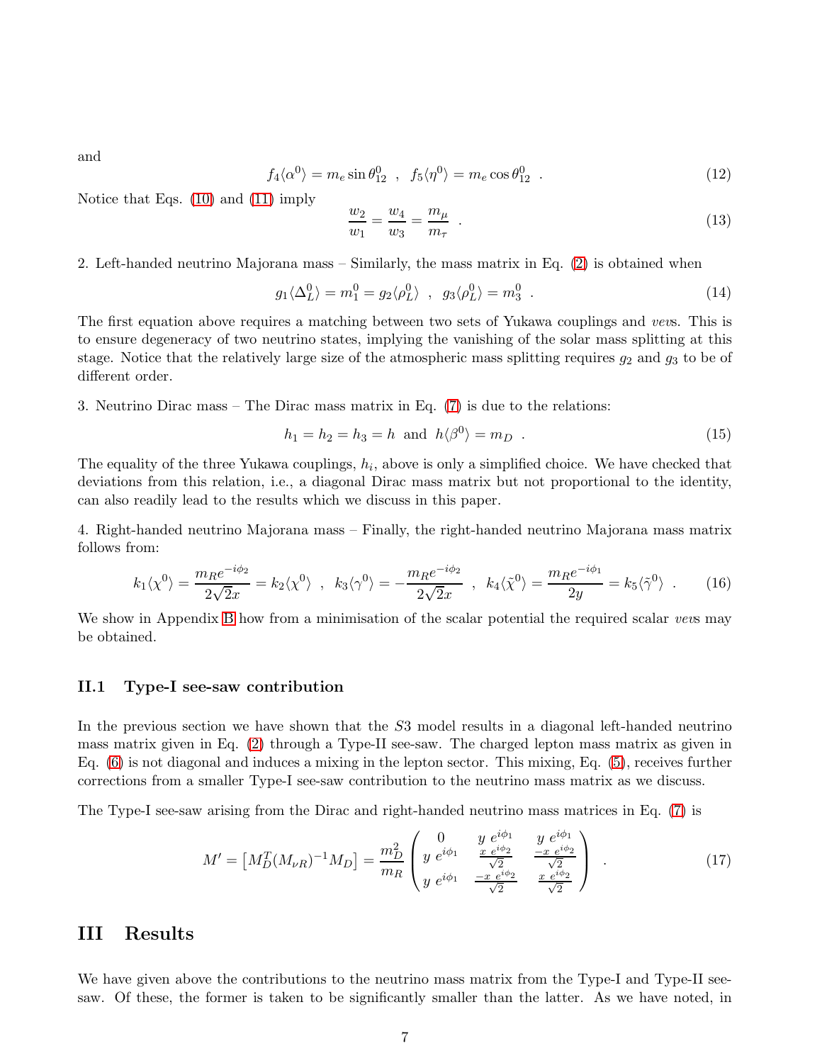and

$$f_4\langle\alpha^0\rangle = m_e \sin\theta_{12}^0 \;\;,\;\; f_5\langle\eta^0\rangle = m_e \cos\theta_{12}^0 \;\; . \tag{12}$$

Notice that Eqs. (10) and (11) imply

$$\frac{w_2}{w_1} = \frac{w_4}{w_3} = \frac{m_\mu}{m_\tau} \;\; . \tag{13}$$

2. Left-handed neutrino Majorana mass – Similarly, the mass matrix in Eq. (2) is obtained when

$$g_1\langle\Delta_L^0\rangle = m_1^0 = g_2\langle\rho_L^0\rangle \;\;,\;\; g_3\langle\rho_L^0\rangle = m_3^0 \;\; . \tag{14}$$

The first equation above requires a matching between two sets of Yukawa couplings and *vev*s. This is to ensure degeneracy of two neutrino states, implying the vanishing of the solar mass splitting at this stage. Notice that the relatively large size of the atmospheric mass splitting requires $g_2$ and $g_3$ to be of different order.

3. Neutrino Dirac mass – The Dirac mass matrix in Eq. (7) is due to the relations:

$$h_1 = h_2 = h_3 = h \;\text{ and }\; h\langle\beta^0\rangle = m_D \;\; . \tag{15}$$

The equality of the three Yukawa couplings, $h_i$, above is only a simplified choice. We have checked that deviations from this relation, i.e., a diagonal Dirac mass matrix but not proportional to the identity, can also readily lead to the results which we discuss in this paper.

4. Right-handed neutrino Majorana mass – Finally, the right-handed neutrino Majorana mass matrix follows from:

$$k_1\langle\chi^0\rangle = \frac{m_R e^{-i\phi_2}}{2\sqrt{2}x} = k_2\langle\chi^0\rangle \;\;,\;\; k_3\langle\gamma^0\rangle = -\frac{m_R e^{-i\phi_2}}{2\sqrt{2}x} \;\;,\;\; k_4\langle\tilde{\chi}^0\rangle = \frac{m_R e^{-i\phi_1}}{2y} = k_5\langle\tilde{\gamma}^0\rangle \;\; . \tag{16}$$

We show in Appendix B how from a minimisation of the scalar potential the required scalar *vev*s may be obtained.

### II.1 Type-I see-saw contribution

In the previous section we have shown that the $S3$ model results in a diagonal left-handed neutrino mass matrix given in Eq. (2) through a Type-II see-saw. The charged lepton mass matrix as given in Eq. (6) is not diagonal and induces a mixing in the lepton sector. This mixing, Eq. (5), receives further corrections from a smaller Type-I see-saw contribution to the neutrino mass matrix as we discuss.

The Type-I see-saw arising from the Dirac and right-handed neutrino mass matrices in Eq. (7) is

$$M' = \left[M_D^T (M_{\nu R})^{-1} M_D\right] = \frac{m_D^2}{m_R}\begin{pmatrix} 0 & y\ e^{i\phi_1} & y\ e^{i\phi_1} \\ y\ e^{i\phi_1} & \frac{x\ e^{i\phi_2}}{\sqrt{2}} & \frac{-x\ e^{i\phi_2}}{\sqrt{2}} \\ y\ e^{i\phi_1} & \frac{-x\ e^{i\phi_2}}{\sqrt{2}} & \frac{x\ e^{i\phi_2}}{\sqrt{2}} \end{pmatrix} \;\; . \tag{17}$$

## III Results

We have given above the contributions to the neutrino mass matrix from the Type-I and Type-II see-saw. Of these, the former is taken to be significantly smaller than the latter. As we have noted, in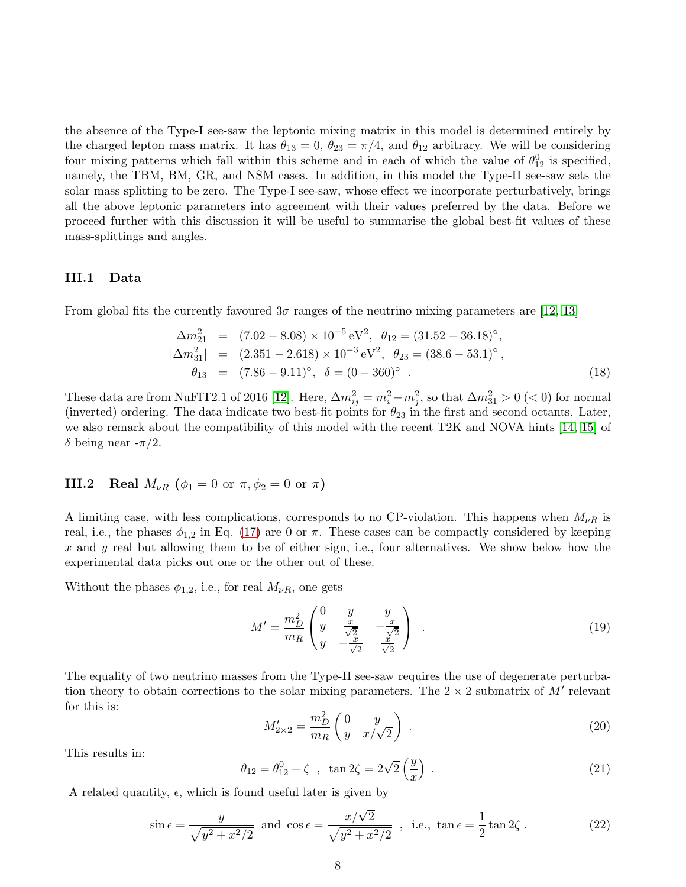the absence of the Type-I see-saw the leptonic mixing matrix in this model is determined entirely by the charged lepton mass matrix. It has $\theta_{13} = 0$, $\theta_{23} = \pi/4$, and $\theta_{12}$ arbitrary. We will be considering four mixing patterns which fall within this scheme and in each of which the value of $\theta_{12}^0$ is specified, namely, the TBM, BM, GR, and NSM cases. In addition, in this model the Type-II see-saw sets the solar mass splitting to be zero. The Type-I see-saw, whose effect we incorporate perturbatively, brings all the above leptonic parameters into agreement with their values preferred by the data. Before we proceed further with this discussion it will be useful to summarise the global best-fit values of these mass-splittings and angles.

### III.1 Data

From global fits the currently favoured $3\sigma$ ranges of the neutrino mixing parameters are [12, 13]

$$
\begin{aligned}
\Delta m^2_{21} &= (7.02 - 8.08) \times 10^{-5}\,\mathrm{eV}^2, \;\; \theta_{12} = (31.52 - 36.18)^\circ, \\
|\Delta m^2_{31}| &= (2.351 - 2.618) \times 10^{-3}\,\mathrm{eV}^2, \;\; \theta_{23} = (38.6 - 53.1)^\circ, \\
\theta_{13} &= (7.86 - 9.11)^\circ, \;\; \delta = (0 - 360)^\circ \;. 
\end{aligned}
\tag{18}
$$

These data are from NuFIT2.1 of 2016 [12]. Here, $\Delta m^2_{ij} = m_i^2 - m_j^2$, so that $\Delta m^2_{31} > 0$ $(< 0)$ for normal (inverted) ordering. The data indicate two best-fit points for $\theta_{23}$ in the first and second octants. Later, we also remark about the compatibility of this model with the recent T2K and NOVA hints [14, 15] of $\delta$ being near -$\pi/2$.

### III.2 Real $M_{\nu R}$ ($\phi_1 = 0$ or $\pi, \phi_2 = 0$ or $\pi$)

A limiting case, with less complications, corresponds to no CP-violation. This happens when $M_{\nu R}$ is real, i.e., the phases $\phi_{1,2}$ in Eq. (17) are 0 or $\pi$. These cases can be compactly considered by keeping $x$ and $y$ real but allowing them to be of either sign, i.e., four alternatives. We show below how the experimental data picks out one or the other out of these.

Without the phases $\phi_{1,2}$, i.e., for real $M_{\nu R}$, one gets

$$
M' = \frac{m_D^2}{m_R} \begin{pmatrix} 0 & y & y \\ y & \frac{x}{\sqrt{2}} & -\frac{x}{\sqrt{2}} \\ y & -\frac{x}{\sqrt{2}} & \frac{x}{\sqrt{2}} \end{pmatrix} \;. \tag{19}
$$

The equality of two neutrino masses from the Type-II see-saw requires the use of degenerate perturbation theory to obtain corrections to the solar mixing parameters. The $2 \times 2$ submatrix of $M'$ relevant for this is:

$$
M'_{2\times 2} = \frac{m_D^2}{m_R} \begin{pmatrix} 0 & y \\ y & x/\sqrt{2} \end{pmatrix} \;. \tag{20}
$$

This results in:

$$
\theta_{12} = \theta_{12}^0 + \zeta \;\;,\;\; \tan 2\zeta = 2\sqrt{2}\left(\frac{y}{x}\right) \;. \tag{21}
$$

A related quantity, $\epsilon$, which is found useful later is given by

$$
\sin\epsilon = \frac{y}{\sqrt{y^2 + x^2/2}} \;\text{ and }\; \cos\epsilon = \frac{x/\sqrt{2}}{\sqrt{y^2 + x^2/2}} \;\;,\;\; \text{i.e., } \tan\epsilon = \frac{1}{2}\tan 2\zeta \;. \tag{22}
$$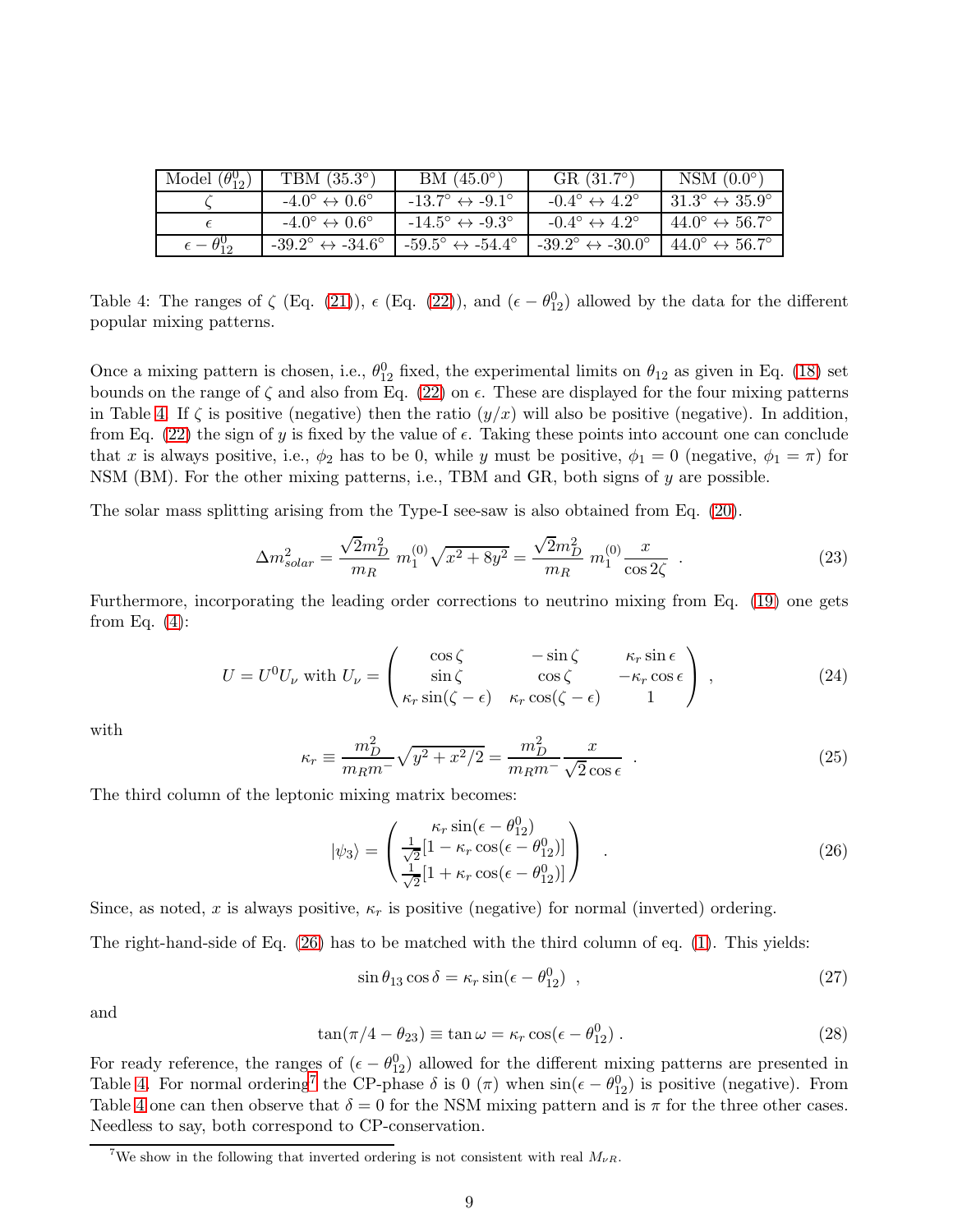| Model ($\theta_{12}^0$) | TBM (35.3°) | BM (45.0°) | GR (31.7°) | NSM (0.0°) |
|---|---|---|---|---|
| $\zeta$ | -4.0° ↔ 0.6° | -13.7° ↔ -9.1° | -0.4° ↔ 4.2° | 31.3° ↔ 35.9° |
| $\epsilon$ | -4.0° ↔ 0.6° | -14.5° ↔ -9.3° | -0.4° ↔ 4.2° | 44.0° ↔ 56.7° |
| $\epsilon - \theta_{12}^0$ | -39.2° ↔ -34.6° | -59.5° ↔ -54.4° | -39.2° ↔ -30.0° | 44.0° ↔ 56.7° |

Table 4: The ranges of $\zeta$ (Eq. (21)), $\epsilon$ (Eq. (22)), and $(\epsilon - \theta_{12}^0)$ allowed by the data for the different popular mixing patterns.

Once a mixing pattern is chosen, i.e., $\theta_{12}^0$ fixed, the experimental limits on $\theta_{12}$ as given in Eq. (18) set bounds on the range of $\zeta$ and also from Eq. (22) on $\epsilon$. These are displayed for the four mixing patterns in Table 4. If $\zeta$ is positive (negative) then the ratio $(y/x)$ will also be positive (negative). In addition, from Eq. (22) the sign of $y$ is fixed by the value of $\epsilon$. Taking these points into account one can conclude that $x$ is always positive, i.e., $\phi_2$ has to be 0, while $y$ must be positive, $\phi_1 = 0$ (negative, $\phi_1 = \pi$) for NSM (BM). For the other mixing patterns, i.e., TBM and GR, both signs of $y$ are possible.

The solar mass splitting arising from the Type-I see-saw is also obtained from Eq. (20).

$$\Delta m^2_{solar} = \frac{\sqrt{2} m_D^2}{m_R} \, m_1^{(0)} \sqrt{x^2 + 8y^2} = \frac{\sqrt{2} m_D^2}{m_R} \, m_1^{(0)} \frac{x}{\cos 2\zeta} \quad . \tag{23}$$

Furthermore, incorporating the leading order corrections to neutrino mixing from Eq. (19) one gets from Eq. (4):

$$U = U^0 U_\nu \text{ with } U_\nu = \begin{pmatrix} \cos\zeta & -\sin\zeta & \kappa_r \sin\epsilon \\ \sin\zeta & \cos\zeta & -\kappa_r \cos\epsilon \\ \kappa_r \sin(\zeta - \epsilon) & \kappa_r \cos(\zeta - \epsilon) & 1 \end{pmatrix} \;, \tag{24}$$

with

$$\kappa_r \equiv \frac{m_D^2}{m_R m^-} \sqrt{y^2 + x^2/2} = \frac{m_D^2}{m_R m^-} \frac{x}{\sqrt{2}\cos\epsilon} \quad . \tag{25}$$

The third column of the leptonic mixing matrix becomes:

$$|\psi_3\rangle = \begin{pmatrix} \kappa_r \sin(\epsilon - \theta_{12}^0) \\ \frac{1}{\sqrt{2}}[1 - \kappa_r \cos(\epsilon - \theta_{12}^0)] \\ \frac{1}{\sqrt{2}}[1 + \kappa_r \cos(\epsilon - \theta_{12}^0)] \end{pmatrix} \quad . \tag{26}$$

Since, as noted, $x$ is always positive, $\kappa_r$ is positive (negative) for normal (inverted) ordering.

The right-hand-side of Eq. (26) has to be matched with the third column of eq. (1). This yields:

$$\sin\theta_{13} \cos\delta = \kappa_r \sin(\epsilon - \theta_{12}^0) \;, \tag{27}$$

and

$$\tan(\pi/4 - \theta_{23}) \equiv \tan\omega = \kappa_r \cos(\epsilon - \theta_{12}^0) \,. \tag{28}$$

For ready reference, the ranges of $(\epsilon - \theta_{12}^0)$ allowed for the different mixing patterns are presented in Table 4. For normal ordering[7] the CP-phase $\delta$ is 0 ($\pi$) when $\sin(\epsilon - \theta_{12}^0)$ is positive (negative). From Table 4 one can then observe that $\delta = 0$ for the NSM mixing pattern and is $\pi$ for the three other cases. Needless to say, both correspond to CP-conservation.

[7] We show in the following that inverted ordering is not consistent with real $M_{\nu R}$.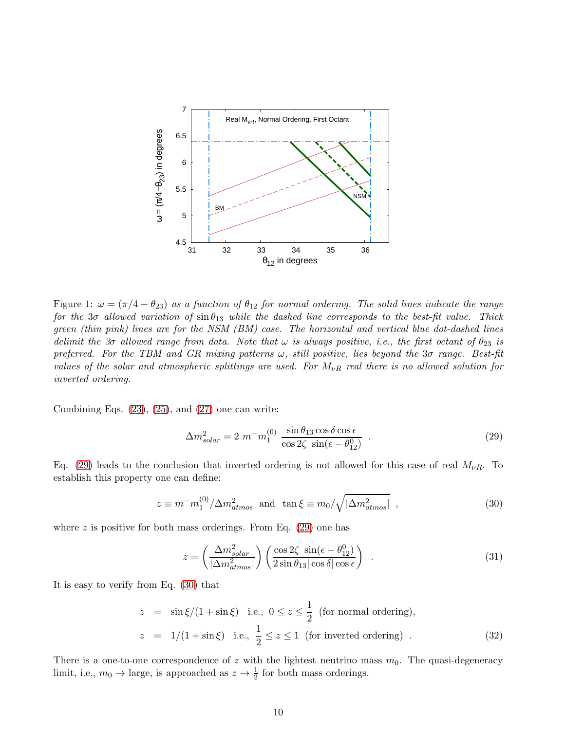Figure 1: $\omega = (\pi/4 - \theta_{23})$ *as a function of* $\theta_{12}$ *for normal ordering. The solid lines indicate the range for the* $3\sigma$ *allowed variation of* $\sin\theta_{13}$ *while the dashed line corresponds to the best-fit value. Thick green (thin pink) lines are for the NSM (BM) case. The horizontal and vertical blue dot-dashed lines delimit the* $3\sigma$ *allowed range from data. Note that* $\omega$ *is always positive, i.e., the first octant of* $\theta_{23}$ *is preferred. For the TBM and GR mixing patterns* $\omega$*, still positive, lies beyond the* $3\sigma$ *range. Best-fit values of the solar and atmospheric splittings are used. For* $M_{\nu R}$ *real there is no allowed solution for inverted ordering.*

Combining Eqs. (23), (25), and (27) one can write:

$$\Delta m^2_{solar} = 2\ m^- m_1^{(0)}\ \frac{\sin\theta_{13}\cos\delta\cos\epsilon}{\cos 2\zeta\ \sin(\epsilon - \theta_{12}^0)}\ \ . \tag{29}$$

Eq. (29) leads to the conclusion that inverted ordering is not allowed for this case of real $M_{\nu R}$. To establish this property one can define:

$$z \equiv m^- m_1^{(0)}/\Delta m^2_{atmos}\ \ \text{and}\ \ \tan\xi \equiv m_0/\sqrt{|\Delta m^2_{atmos}|}\ \ , \tag{30}$$

where $z$ is positive for both mass orderings. From Eq. (29) one has

$$z = \left(\frac{\Delta m^2_{solar}}{|\Delta m^2_{atmos}|}\right)\left(\frac{\cos 2\zeta\ \sin(\epsilon - \theta_{12}^0)}{2\sin\theta_{13}|\cos\delta|\cos\epsilon}\right)\ \ . \tag{31}$$

It is easy to verify from Eq. (30) that

$$\begin{aligned} z &= \sin\xi/(1+\sin\xi)\ \ \text{i.e.,}\ \ 0 \le z \le \frac{1}{2}\ \ \text{(for normal ordering)}, \\ z &= 1/(1+\sin\xi)\ \ \text{i.e.,}\ \ \frac{1}{2} \le z \le 1\ \ \text{(for inverted ordering)}\ \ . \end{aligned} \tag{32}$$

There is a one-to-one correspondence of $z$ with the lightest neutrino mass $m_0$. The quasi-degeneracy limit, i.e., $m_0 \to$ large, is approached as $z \to \frac{1}{2}$ for both mass orderings.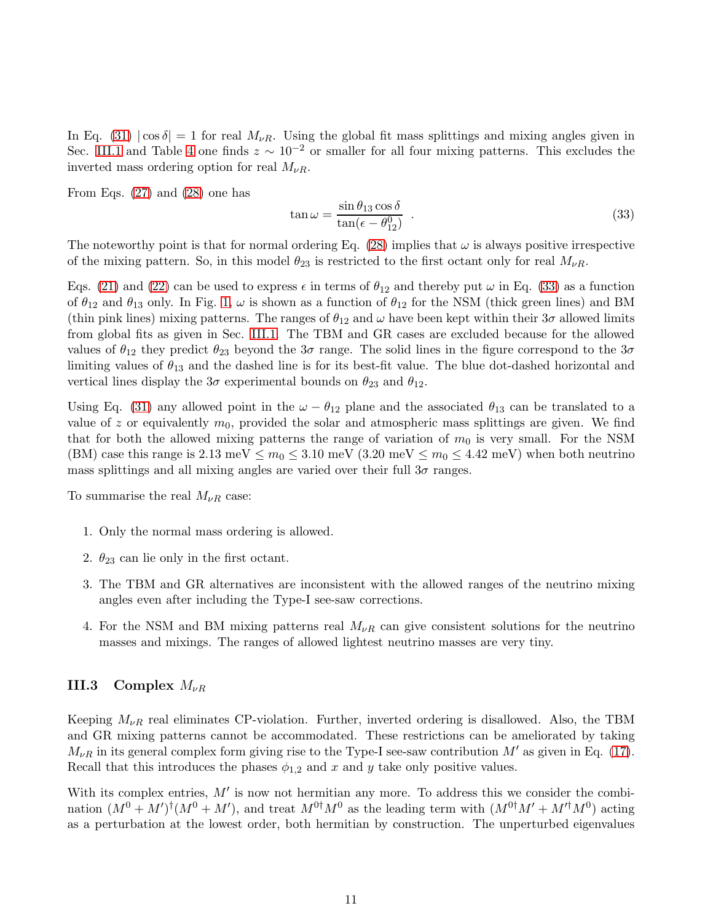In Eq. (31) $|\cos\delta| = 1$ for real $M_{\nu R}$. Using the global fit mass splittings and mixing angles given in Sec. III.1 and Table 4 one finds $z \sim 10^{-2}$ or smaller for all four mixing patterns. This excludes the inverted mass ordering option for real $M_{\nu R}$.

From Eqs. (27) and (28) one has

$$\tan\omega = \frac{\sin\theta_{13}\cos\delta}{\tan(\epsilon - \theta_{12}^0)} \ . \tag{33}$$

The noteworthy point is that for normal ordering Eq. (28) implies that $\omega$ is always positive irrespective of the mixing pattern. So, in this model $\theta_{23}$ is restricted to the first octant only for real $M_{\nu R}$.

Eqs. (21) and (22) can be used to express $\epsilon$ in terms of $\theta_{12}$ and thereby put $\omega$ in Eq. (33) as a function of $\theta_{12}$ and $\theta_{13}$ only. In Fig. 1, $\omega$ is shown as a function of $\theta_{12}$ for the NSM (thick green lines) and BM (thin pink lines) mixing patterns. The ranges of $\theta_{12}$ and $\omega$ have been kept within their $3\sigma$ allowed limits from global fits as given in Sec. III.1. The TBM and GR cases are excluded because for the allowed values of $\theta_{12}$ they predict $\theta_{23}$ beyond the $3\sigma$ range. The solid lines in the figure correspond to the $3\sigma$ limiting values of $\theta_{13}$ and the dashed line is for its best-fit value. The blue dot-dashed horizontal and vertical lines display the $3\sigma$ experimental bounds on $\theta_{23}$ and $\theta_{12}$.

Using Eq. (31) any allowed point in the $\omega - \theta_{12}$ plane and the associated $\theta_{13}$ can be translated to a value of $z$ or equivalently $m_0$, provided the solar and atmospheric mass splittings are given. We find that for both the allowed mixing patterns the range of variation of $m_0$ is very small. For the NSM (BM) case this range is 2.13 meV $\leq m_0 \leq$ 3.10 meV (3.20 meV $\leq m_0 \leq$ 4.42 meV) when both neutrino mass splittings and all mixing angles are varied over their full $3\sigma$ ranges.

To summarise the real $M_{\nu R}$ case:

1. Only the normal mass ordering is allowed.
2. $\theta_{23}$ can lie only in the first octant.
3. The TBM and GR alternatives are inconsistent with the allowed ranges of the neutrino mixing angles even after including the Type-I see-saw corrections.
4. For the NSM and BM mixing patterns real $M_{\nu R}$ can give consistent solutions for the neutrino masses and mixings. The ranges of allowed lightest neutrino masses are very tiny.

### III.3 Complex $M_{\nu R}$

Keeping $M_{\nu R}$ real eliminates CP-violation. Further, inverted ordering is disallowed. Also, the TBM and GR mixing patterns cannot be accommodated. These restrictions can be ameliorated by taking $M_{\nu R}$ in its general complex form giving rise to the Type-I see-saw contribution $M'$ as given in Eq. (17). Recall that this introduces the phases $\phi_{1,2}$ and $x$ and $y$ take only positive values.

With its complex entries, $M'$ is now not hermitian any more. To address this we consider the combination $(M^0 + M')^\dagger(M^0 + M')$, and treat $M^{0\dagger}M^0$ as the leading term with $(M^{0\dagger}M' + M'^\dagger M^0)$ acting as a perturbation at the lowest order, both hermitian by construction. The unperturbed eigenvalues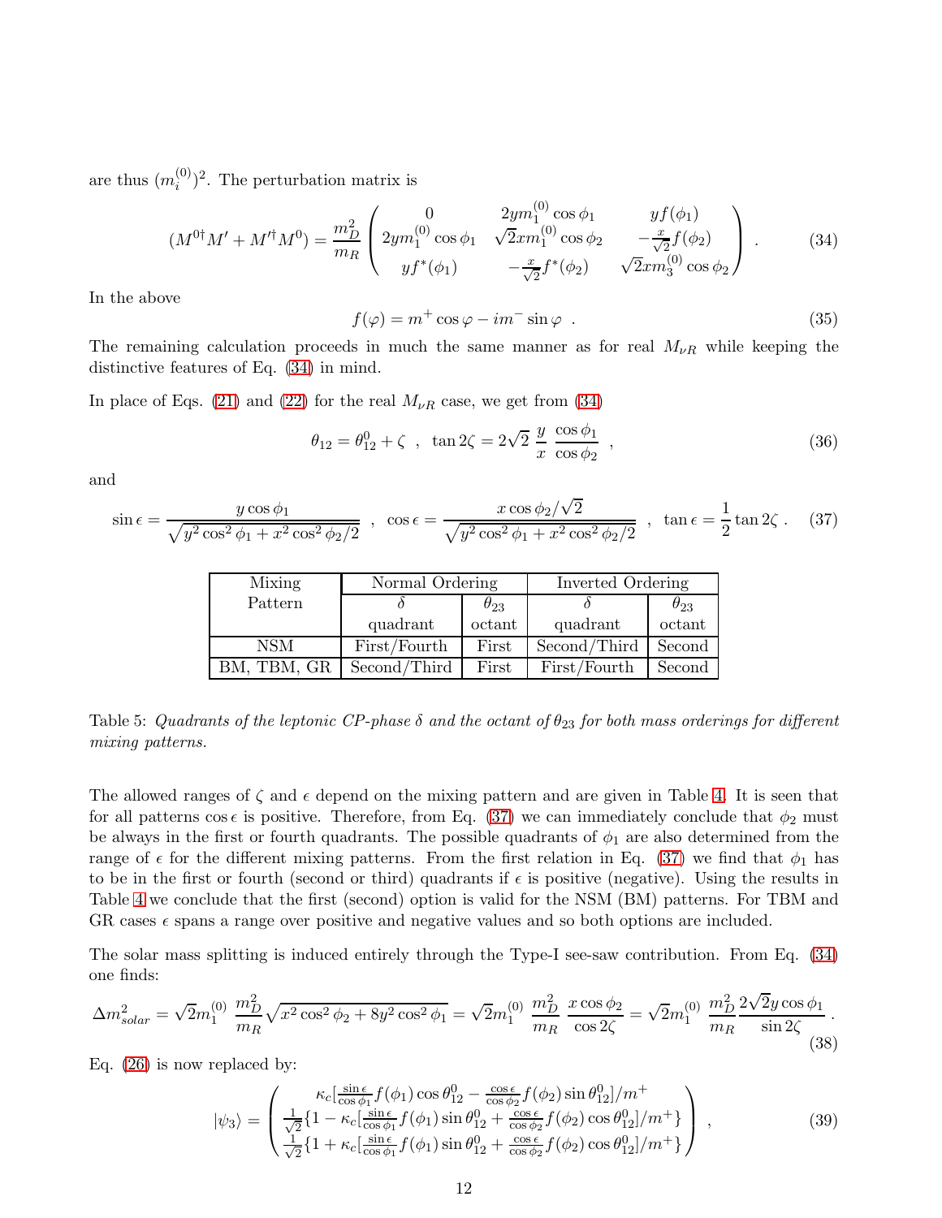are thus $(m_i^{(0)})^2$. The perturbation matrix is

$$
(M^{0\dagger}M' + M'^{\dagger}M^0) = \frac{m_D^2}{m_R}\begin{pmatrix} 0 & 2ym_1^{(0)}\cos\phi_1 & yf(\phi_1) \\ 2ym_1^{(0)}\cos\phi_1 & \sqrt{2}xm_1^{(0)}\cos\phi_2 & -\frac{x}{\sqrt{2}}f(\phi_2) \\ yf^*(\phi_1) & -\frac{x}{\sqrt{2}}f^*(\phi_2) & \sqrt{2}xm_3^{(0)}\cos\phi_2 \end{pmatrix} \; . \tag{34}
$$

In the above

$$
f(\varphi) = m^+\cos\varphi - im^-\sin\varphi \;\; . \tag{35}
$$

The remaining calculation proceeds in much the same manner as for real $M_{\nu R}$ while keeping the distinctive features of Eq. (34) in mind.

In place of Eqs. (21) and (22) for the real $M_{\nu R}$ case, we get from (34)

$$
\theta_{12} = \theta_{12}^0 + \zeta \;\; , \;\; \tan 2\zeta = 2\sqrt{2}\; \frac{y}{x}\; \frac{\cos\phi_1}{\cos\phi_2} \;\; , \tag{36}
$$

and

$$
\sin\epsilon = \frac{y\cos\phi_1}{\sqrt{y^2\cos^2\phi_1 + x^2\cos^2\phi_2/2}} \;\; , \;\; \cos\epsilon = \frac{x\cos\phi_2/\sqrt{2}}{\sqrt{y^2\cos^2\phi_1 + x^2\cos^2\phi_2/2}} \;\; , \;\; \tan\epsilon = \frac{1}{2}\tan 2\zeta \; . \tag{37}
$$

| Mixing Pattern | Normal Ordering | | Inverted Ordering | |
|---|---|---|---|---|
| | $\delta$ quadrant | $\theta_{23}$ octant | $\delta$ quadrant | $\theta_{23}$ octant |
| NSM | First/Fourth | First | Second/Third | Second |
| BM, TBM, GR | Second/Third | First | First/Fourth | Second |

Table 5: *Quadrants of the leptonic CP-phase $\delta$ and the octant of $\theta_{23}$ for both mass orderings for different mixing patterns.*

The allowed ranges of $\zeta$ and $\epsilon$ depend on the mixing pattern and are given in Table 4. It is seen that for all patterns $\cos\epsilon$ is positive. Therefore, from Eq. (37) we can immediately conclude that $\phi_2$ must be always in the first or fourth quadrants. The possible quadrants of $\phi_1$ are also determined from the range of $\epsilon$ for the different mixing patterns. From the first relation in Eq. (37) we find that $\phi_1$ has to be in the first or fourth (second or third) quadrants if $\epsilon$ is positive (negative). Using the results in Table 4 we conclude that the first (second) option is valid for the NSM (BM) patterns. For TBM and GR cases $\epsilon$ spans a range over positive and negative values and so both options are included.

The solar mass splitting is induced entirely through the Type-I see-saw contribution. From Eq. (34) one finds:

$$
\Delta m^2_{solar} = \sqrt{2}m_1^{(0)}\;\frac{m_D^2}{m_R}\sqrt{x^2\cos^2\phi_2 + 8y^2\cos^2\phi_1} = \sqrt{2}m_1^{(0)}\;\frac{m_D^2}{m_R}\;\frac{x\cos\phi_2}{\cos 2\zeta} = \sqrt{2}m_1^{(0)}\;\frac{m_D^2}{m_R}\,\frac{2\sqrt{2}y\cos\phi_1}{\sin 2\zeta} \; . \tag{38}
$$

Eq. (26) is now replaced by:

$$
|\psi_3\rangle = \begin{pmatrix} \kappa_c[\frac{\sin\epsilon}{\cos\phi_1}f(\phi_1)\cos\theta_{12}^0 - \frac{\cos\epsilon}{\cos\phi_2}f(\phi_2)\sin\theta_{12}^0]/m^+ \\ \frac{1}{\sqrt{2}}\{1 - \kappa_c[\frac{\sin\epsilon}{\cos\phi_1}f(\phi_1)\sin\theta_{12}^0 + \frac{\cos\epsilon}{\cos\phi_2}f(\phi_2)\cos\theta_{12}^0]/m^+\} \\ \frac{1}{\sqrt{2}}\{1 + \kappa_c[\frac{\sin\epsilon}{\cos\phi_1}f(\phi_1)\sin\theta_{12}^0 + \frac{\cos\epsilon}{\cos\phi_2}f(\phi_2)\cos\theta_{12}^0]/m^+\} \end{pmatrix} \; , \tag{39}
$$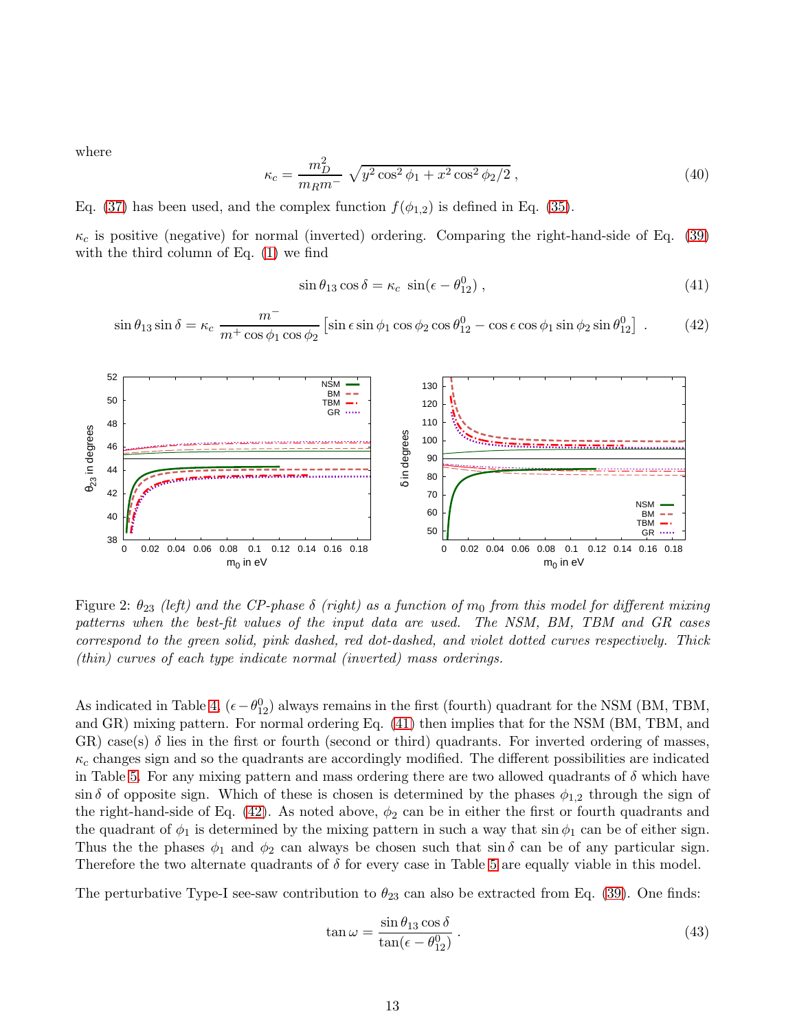where

$$\kappa_c = \frac{m_D^2}{m_R m^-} \sqrt{y^2 \cos^2\phi_1 + x^2 \cos^2\phi_2/2}\,, \tag{40}$$

Eq. (37) has been used, and the complex function $f(\phi_{1,2})$ is defined in Eq. (35).

$\kappa_c$ is positive (negative) for normal (inverted) ordering. Comparing the right-hand-side of Eq. (39) with the third column of Eq. (1) we find

$$\sin\theta_{13}\cos\delta = \kappa_c\ \sin(\epsilon - \theta_{12}^0)\,, \tag{41}$$

$$\sin\theta_{13}\sin\delta = \kappa_c\ \frac{m^-}{m^+\cos\phi_1\cos\phi_2}\left[\sin\epsilon\sin\phi_1\cos\phi_2\cos\theta_{12}^0 - \cos\epsilon\cos\phi_1\sin\phi_2\sin\theta_{12}^0\right]\,. \tag{42}$$

Figure 2: *$\theta_{23}$ (left) and the CP-phase $\delta$ (right) as a function of $m_0$ from this model for different mixing patterns when the best-fit values of the input data are used. The NSM, BM, TBM and GR cases correspond to the green solid, pink dashed, red dot-dashed, and violet dotted curves respectively. Thick (thin) curves of each type indicate normal (inverted) mass orderings.*

As indicated in Table 4, $(\epsilon - \theta_{12}^0)$ always remains in the first (fourth) quadrant for the NSM (BM, TBM, and GR) mixing pattern. For normal ordering Eq. (41) then implies that for the NSM (BM, TBM, and GR) case(s) $\delta$ lies in the first or fourth (second or third) quadrants. For inverted ordering of masses, $\kappa_c$ changes sign and so the quadrants are accordingly modified. The different possibilities are indicated in Table 5. For any mixing pattern and mass ordering there are two allowed quadrants of $\delta$ which have $\sin\delta$ of opposite sign. Which of these is chosen is determined by the phases $\phi_{1,2}$ through the sign of the right-hand-side of Eq. (42). As noted above, $\phi_2$ can be in either the first or fourth quadrants and the quadrant of $\phi_1$ is determined by the mixing pattern in such a way that $\sin\phi_1$ can be of either sign. Thus the the phases $\phi_1$ and $\phi_2$ can always be chosen such that $\sin\delta$ can be of any particular sign. Therefore the two alternate quadrants of $\delta$ for every case in Table 5 are equally viable in this model.

The perturbative Type-I see-saw contribution to $\theta_{23}$ can also be extracted from Eq. (39). One finds:

$$\tan\omega = \frac{\sin\theta_{13}\cos\delta}{\tan(\epsilon - \theta_{12}^0)}\,. \tag{43}$$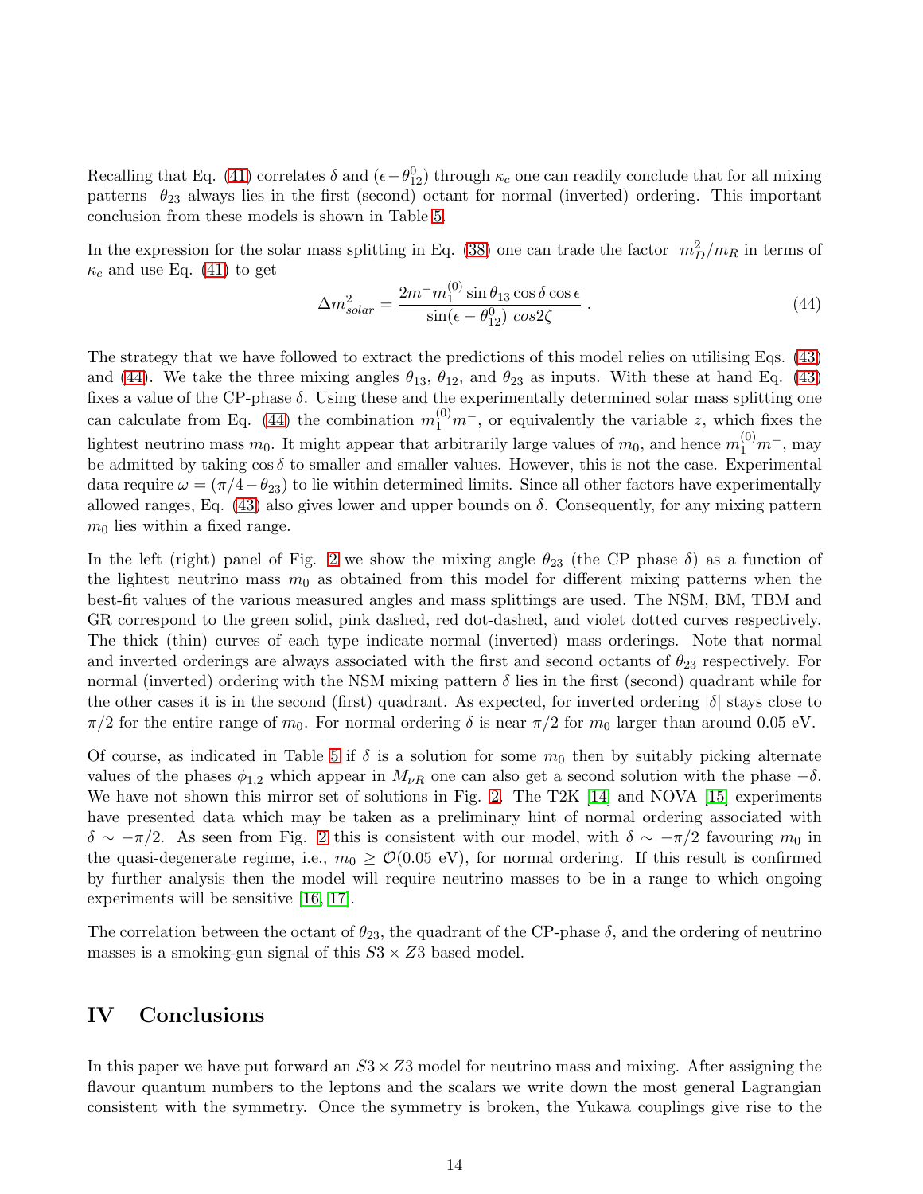Recalling that Eq. (41) correlates $\delta$ and $(\epsilon-\theta_{12}^0)$ through $\kappa_c$ one can readily conclude that for all mixing patterns $\theta_{23}$ always lies in the first (second) octant for normal (inverted) ordering. This important conclusion from these models is shown in Table 5.

In the expression for the solar mass splitting in Eq. (38) one can trade the factor $m_D^2/m_R$ in terms of $\kappa_c$ and use Eq. (41) to get

$$\Delta m^2_{solar} = \frac{2m^- m_1^{(0)} \sin\theta_{13}\cos\delta\cos\epsilon}{\sin(\epsilon-\theta_{12}^0)\ cos2\zeta} \; . \tag{44}$$

The strategy that we have followed to extract the predictions of this model relies on utilising Eqs. (43) and (44). We take the three mixing angles $\theta_{13}$, $\theta_{12}$, and $\theta_{23}$ as inputs. With these at hand Eq. (43) fixes a value of the CP-phase $\delta$. Using these and the experimentally determined solar mass splitting one can calculate from Eq. (44) the combination $m_1^{(0)}m^-$, or equivalently the variable $z$, which fixes the lightest neutrino mass $m_0$. It might appear that arbitrarily large values of $m_0$, and hence $m_1^{(0)}m^-$, may be admitted by taking $\cos\delta$ to smaller and smaller values. However, this is not the case. Experimental data require $\omega = (\pi/4-\theta_{23})$ to lie within determined limits. Since all other factors have experimentally allowed ranges, Eq. (43) also gives lower and upper bounds on $\delta$. Consequently, for any mixing pattern $m_0$ lies within a fixed range.

In the left (right) panel of Fig. 2 we show the mixing angle $\theta_{23}$ (the CP phase $\delta$) as a function of the lightest neutrino mass $m_0$ as obtained from this model for different mixing patterns when the best-fit values of the various measured angles and mass splittings are used. The NSM, BM, TBM and GR correspond to the green solid, pink dashed, red dot-dashed, and violet dotted curves respectively. The thick (thin) curves of each type indicate normal (inverted) mass orderings. Note that normal and inverted orderings are always associated with the first and second octants of $\theta_{23}$ respectively. For normal (inverted) ordering with the NSM mixing pattern $\delta$ lies in the first (second) quadrant while for the other cases it is in the second (first) quadrant. As expected, for inverted ordering $|\delta|$ stays close to $\pi/2$ for the entire range of $m_0$. For normal ordering $\delta$ is near $\pi/2$ for $m_0$ larger than around 0.05 eV.

Of course, as indicated in Table 5 if $\delta$ is a solution for some $m_0$ then by suitably picking alternate values of the phases $\phi_{1,2}$ which appear in $M_{\nu R}$ one can also get a second solution with the phase $-\delta$. We have not shown this mirror set of solutions in Fig. 2. The T2K [14] and NOVA [15] experiments have presented data which may be taken as a preliminary hint of normal ordering associated with $\delta \sim -\pi/2$. As seen from Fig. 2 this is consistent with our model, with $\delta \sim -\pi/2$ favouring $m_0$ in the quasi-degenerate regime, i.e., $m_0 \geq \mathcal{O}(0.05$ eV), for normal ordering. If this result is confirmed by further analysis then the model will require neutrino masses to be in a range to which ongoing experiments will be sensitive [16, 17].

The correlation between the octant of $\theta_{23}$, the quadrant of the CP-phase $\delta$, and the ordering of neutrino masses is a smoking-gun signal of this $S3 \times Z3$ based model.

# IV Conclusions

In this paper we have put forward an $S3 \times Z3$ model for neutrino mass and mixing. After assigning the flavour quantum numbers to the leptons and the scalars we write down the most general Lagrangian consistent with the symmetry. Once the symmetry is broken, the Yukawa couplings give rise to the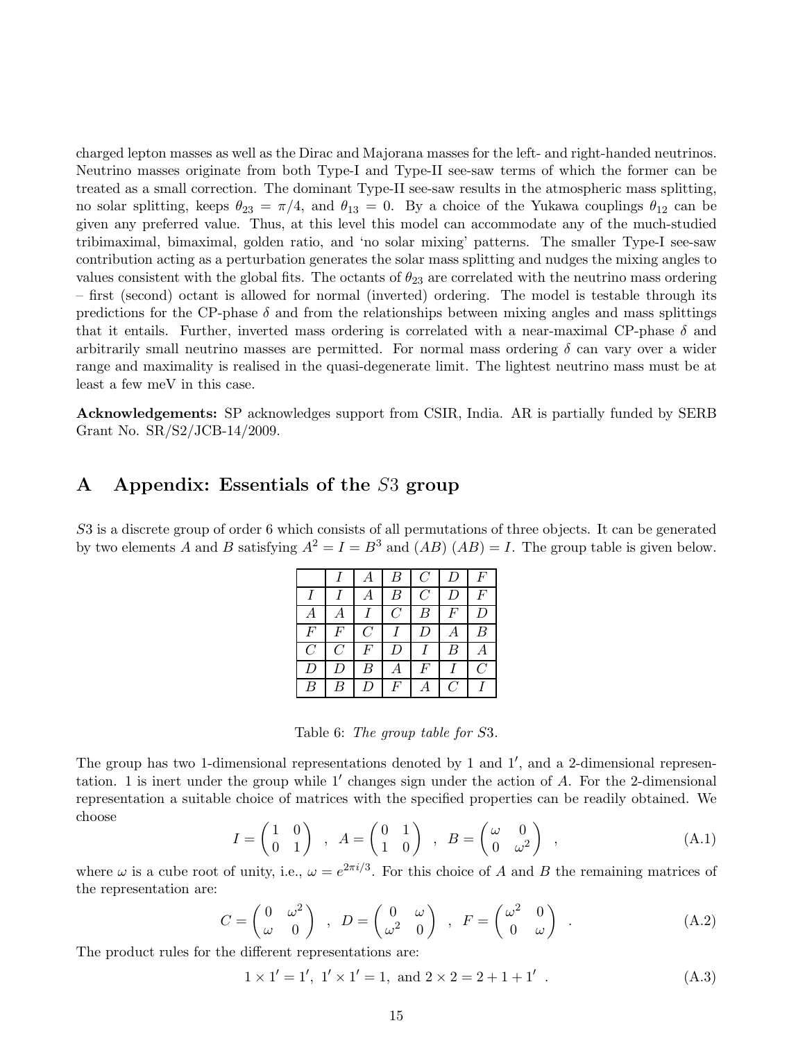charged lepton masses as well as the Dirac and Majorana masses for the left- and right-handed neutrinos. Neutrino masses originate from both Type-I and Type-II see-saw terms of which the former can be treated as a small correction. The dominant Type-II see-saw results in the atmospheric mass splitting, no solar splitting, keeps $\theta_{23} = \pi/4$, and $\theta_{13} = 0$. By a choice of the Yukawa couplings $\theta_{12}$ can be given any preferred value. Thus, at this level this model can accommodate any of the much-studied tribimaximal, bimaximal, golden ratio, and 'no solar mixing' patterns. The smaller Type-I see-saw contribution acting as a perturbation generates the solar mass splitting and nudges the mixing angles to values consistent with the global fits. The octants of $\theta_{23}$ are correlated with the neutrino mass ordering – first (second) octant is allowed for normal (inverted) ordering. The model is testable through its predictions for the CP-phase $\delta$ and from the relationships between mixing angles and mass splittings that it entails. Further, inverted mass ordering is correlated with a near-maximal CP-phase $\delta$ and arbitrarily small neutrino masses are permitted. For normal mass ordering $\delta$ can vary over a wider range and maximality is realised in the quasi-degenerate limit. The lightest neutrino mass must be at least a few meV in this case.

**Acknowledgements:** SP acknowledges support from CSIR, India. AR is partially funded by SERB Grant No. SR/S2/JCB-14/2009.

# A Appendix: Essentials of the $S3$ group

$S3$ is a discrete group of order 6 which consists of all permutations of three objects. It can be generated by two elements $A$ and $B$ satisfying $A^2 = I = B^3$ and $(AB)\,(AB) = I$. The group table is given below.

| | $I$ | $A$ | $B$ | $C$ | $D$ | $F$ |
|---|---|---|---|---|---|---|
| $I$ | $I$ | $A$ | $B$ | $C$ | $D$ | $F$ |
| $A$ | $A$ | $I$ | $C$ | $B$ | $F$ | $D$ |
| $F$ | $F$ | $C$ | $I$ | $D$ | $A$ | $B$ |
| $C$ | $C$ | $F$ | $D$ | $I$ | $B$ | $A$ |
| $D$ | $D$ | $B$ | $A$ | $F$ | $I$ | $C$ |
| $B$ | $B$ | $D$ | $F$ | $A$ | $C$ | $I$ |

Table 6: *The group table for $S3$.*

The group has two 1-dimensional representations denoted by 1 and $1'$, and a 2-dimensional representation. 1 is inert under the group while $1'$ changes sign under the action of $A$. For the 2-dimensional representation a suitable choice of matrices with the specified properties can be readily obtained. We choose

$$I = \begin{pmatrix} 1 & 0 \\ 0 & 1 \end{pmatrix} \quad , \quad A = \begin{pmatrix} 0 & 1 \\ 1 & 0 \end{pmatrix} \quad , \quad B = \begin{pmatrix} \omega & 0 \\ 0 & \omega^2 \end{pmatrix} \quad , \tag{A.1}$$

where $\omega$ is a cube root of unity, i.e., $\omega = e^{2\pi i/3}$. For this choice of $A$ and $B$ the remaining matrices of the representation are:

$$C = \begin{pmatrix} 0 & \omega^2 \\ \omega & 0 \end{pmatrix} \quad , \quad D = \begin{pmatrix} 0 & \omega \\ \omega^2 & 0 \end{pmatrix} \quad , \quad F = \begin{pmatrix} \omega^2 & 0 \\ 0 & \omega \end{pmatrix} \quad . \tag{A.2}$$

The product rules for the different representations are:

$$1 \times 1' = 1', \;\; 1' \times 1' = 1, \;\; \text{and} \;\; 2 \times 2 = 2 + 1 + 1' \;\; . \tag{A.3}$$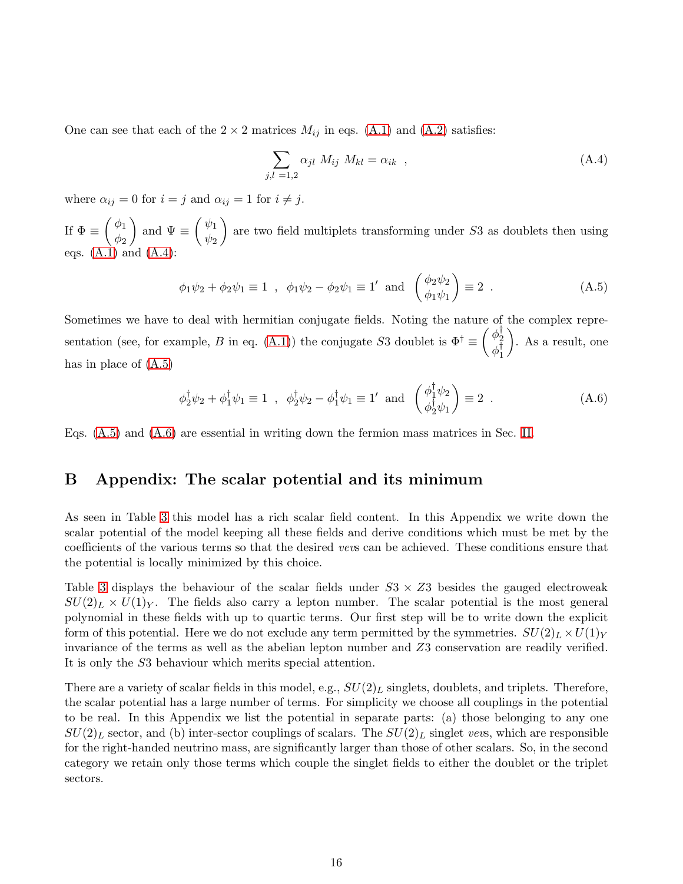One can see that each of the $2 \times 2$ matrices $M_{ij}$ in eqs. (A.1) and (A.2) satisfies:

$$\sum_{j,l\ =1,2} \alpha_{jl}\ M_{ij}\ M_{kl} = \alpha_{ik}\ \ , \tag{A.4}$$

where $\alpha_{ij} = 0$ for $i = j$ and $\alpha_{ij} = 1$ for $i \neq j$.

If $\Phi \equiv \begin{pmatrix} \phi_1 \\ \phi_2 \end{pmatrix}$ and $\Psi \equiv \begin{pmatrix} \psi_1 \\ \psi_2 \end{pmatrix}$ are two field multiplets transforming under $S3$ as doublets then using eqs. (A.1) and (A.4):

$$\phi_1\psi_2 + \phi_2\psi_1 \equiv 1\ \ ,\ \ \phi_1\psi_2 - \phi_2\psi_1 \equiv 1' \ \ \text{and}\ \ \begin{pmatrix} \phi_2\psi_2 \\ \phi_1\psi_1 \end{pmatrix} \equiv 2\ \ . \tag{A.5}$$

Sometimes we have to deal with hermitian conjugate fields. Noting the nature of the complex representation (see, for example, $B$ in eq. (A.1)) the conjugate $S3$ doublet is $\Phi^\dagger \equiv \begin{pmatrix} \phi_2^\dagger \\ \phi_1^\dagger \end{pmatrix}$. As a result, one has in place of (A.5)

$$\phi_2^\dagger\psi_2 + \phi_1^\dagger\psi_1 \equiv 1\ \ ,\ \ \phi_2^\dagger\psi_2 - \phi_1^\dagger\psi_1 \equiv 1' \ \ \text{and}\ \ \begin{pmatrix} \phi_1^\dagger\psi_2 \\ \phi_2^\dagger\psi_1 \end{pmatrix} \equiv 2\ \ . \tag{A.6}$$

Eqs. (A.5) and (A.6) are essential in writing down the fermion mass matrices in Sec. II.

# B Appendix: The scalar potential and its minimum

As seen in Table 3 this model has a rich scalar field content. In this Appendix we write down the scalar potential of the model keeping all these fields and derive conditions which must be met by the coefficients of the various terms so that the desired *vev*s can be achieved. These conditions ensure that the potential is locally minimized by this choice.

Table 3 displays the behaviour of the scalar fields under $S3 \times Z3$ besides the gauged electroweak $SU(2)_L \times U(1)_Y$. The fields also carry a lepton number. The scalar potential is the most general polynomial in these fields with up to quartic terms. Our first step will be to write down the explicit form of this potential. Here we do not exclude any term permitted by the symmetries. $SU(2)_L \times U(1)_Y$ invariance of the terms as well as the abelian lepton number and $Z3$ conservation are readily verified. It is only the $S3$ behaviour which merits special attention.

There are a variety of scalar fields in this model, e.g., $SU(2)_L$ singlets, doublets, and triplets. Therefore, the scalar potential has a large number of terms. For simplicity we choose all couplings in the potential to be real. In this Appendix we list the potential in separate parts: (a) those belonging to any one $SU(2)_L$ sector, and (b) inter-sector couplings of scalars. The $SU(2)_L$ singlet *vev*s, which are responsible for the right-handed neutrino mass, are significantly larger than those of other scalars. So, in the second category we retain only those terms which couple the singlet fields to either the doublet or the triplet sectors.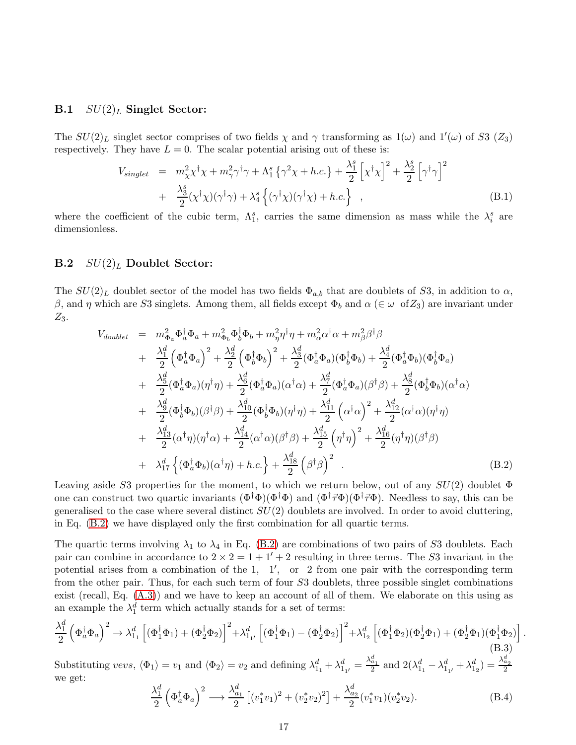### B.1 $SU(2)_L$ Singlet Sector:

The $SU(2)_L$ singlet sector comprises of two fields $\chi$ and $\gamma$ transforming as $1(\omega)$ and $1'(\omega)$ of $S3$ ($Z_3$) respectively. They have $L = 0$. The scalar potential arising out of these is:

$$
\begin{aligned}
V_{singlet} &= m_\chi^2 \chi^\dagger \chi + m_\gamma^2 \gamma^\dagger \gamma + \Lambda_1^s \left\{ \gamma^2 \chi + h.c. \right\} + \frac{\lambda_1^s}{2} \left[ \chi^\dagger \chi \right]^2 + \frac{\lambda_2^s}{2} \left[ \gamma^\dagger \gamma \right]^2 \\
&+ \frac{\lambda_3^s}{2} (\chi^\dagger \chi)(\gamma^\dagger \gamma) + \lambda_4^s \left\{ (\gamma^\dagger \chi)(\gamma^\dagger \chi) + h.c. \right\} \quad ,
\end{aligned}
\tag{B.1}
$$

where the coefficient of the cubic term, $\Lambda_1^s$, carries the same dimension as mass while the $\lambda_i^s$ are dimensionless.

### B.2 $SU(2)_L$ Doublet Sector:

The $SU(2)_L$ doublet sector of the model has two fields $\Phi_{a,b}$ that are doublets of $S3$, in addition to $\alpha$, $\beta$, and $\eta$ which are $S3$ singlets. Among them, all fields except $\Phi_b$ and $\alpha$ ($\in \omega$ of $Z_3$) are invariant under $Z_3$.

$$
\begin{aligned}
V_{doublet} &= m_{\Phi_a}^2 \Phi_a^\dagger \Phi_a + m_{\Phi_b}^2 \Phi_b^\dagger \Phi_b + m_\eta^2 \eta^\dagger \eta + m_\alpha^2 \alpha^\dagger \alpha + m_\beta^2 \beta^\dagger \beta \\
&+ \frac{\lambda_1^d}{2} \left( \Phi_a^\dagger \Phi_a \right)^2 + \frac{\lambda_2^d}{2} \left( \Phi_b^\dagger \Phi_b \right)^2 + \frac{\lambda_3^d}{2} (\Phi_a^\dagger \Phi_a)(\Phi_b^\dagger \Phi_b) + \frac{\lambda_4^d}{2} (\Phi_a^\dagger \Phi_b)(\Phi_b^\dagger \Phi_a) \\
&+ \frac{\lambda_5^d}{2} (\Phi_a^\dagger \Phi_a)(\eta^\dagger \eta) + \frac{\lambda_6^d}{2} (\Phi_a^\dagger \Phi_a)(\alpha^\dagger \alpha) + \frac{\lambda_7^d}{2} (\Phi_a^\dagger \Phi_a)(\beta^\dagger \beta) + \frac{\lambda_8^d}{2} (\Phi_b^\dagger \Phi_b)(\alpha^\dagger \alpha) \\
&+ \frac{\lambda_9^d}{2} (\Phi_b^\dagger \Phi_b)(\beta^\dagger \beta) + \frac{\lambda_{10}^d}{2} (\Phi_b^\dagger \Phi_b)(\eta^\dagger \eta) + \frac{\lambda_{11}^d}{2} \left( \alpha^\dagger \alpha \right)^2 + \frac{\lambda_{12}^d}{2} (\alpha^\dagger \alpha)(\eta^\dagger \eta) \\
&+ \frac{\lambda_{13}^d}{2} (\alpha^\dagger \eta)(\eta^\dagger \alpha) + \frac{\lambda_{14}^d}{2} (\alpha^\dagger \alpha)(\beta^\dagger \beta) + \frac{\lambda_{15}^d}{2} \left( \eta^\dagger \eta \right)^2 + \frac{\lambda_{16}^d}{2} (\eta^\dagger \eta)(\beta^\dagger \beta) \\
&+ \lambda_{17}^d \left\{ (\Phi_a^\dagger \Phi_b)(\alpha^\dagger \eta) + h.c. \right\} + \frac{\lambda_{18}^d}{2} \left( \beta^\dagger \beta \right)^2 \quad .
\end{aligned}
\tag{B.2}
$$

Leaving aside $S3$ properties for the moment, to which we return below, out of any $SU(2)$ doublet $\Phi$ one can construct two quartic invariants $(\Phi^\dagger \Phi)(\Phi^\dagger \Phi)$ and $(\Phi^\dagger \vec{\tau} \Phi)(\Phi^\dagger \vec{\tau} \Phi)$. Needless to say, this can be generalised to the case where several distinct $SU(2)$ doublets are involved. In order to avoid cluttering, in Eq. (B.2) we have displayed only the first combination for all quartic terms.

The quartic terms involving $\lambda_1$ to $\lambda_4$ in Eq. (B.2) are combinations of two pairs of $S3$ doublets. Each pair can combine in accordance to $2 \times 2 = 1 + 1' + 2$ resulting in three terms. The $S3$ invariant in the potential arises from a combination of the $1$, $1'$, or $2$ from one pair with the corresponding term from the other pair. Thus, for each such term of four $S3$ doublets, three possible singlet combinations exist (recall, Eq. (A.3)) and we have to keep an account of all of them. We elaborate on this using as an example the $\lambda_1^d$ term which actually stands for a set of terms:

$$
\frac{\lambda_1^d}{2} \left( \Phi_a^\dagger \Phi_a \right)^2 \to \lambda_{1_1}^d \left[ (\Phi_1^\dagger \Phi_1) + (\Phi_2^\dagger \Phi_2) \right]^2 + \lambda_{1_{1'}}^d \left[ (\Phi_1^\dagger \Phi_1) - (\Phi_2^\dagger \Phi_2) \right]^2 + \lambda_{1_2}^d \left[ (\Phi_1^\dagger \Phi_2)(\Phi_2^\dagger \Phi_1) + (\Phi_2^\dagger \Phi_1)(\Phi_1^\dagger \Phi_2) \right].
\tag{B.3}
$$

Substituting *vevs*, $\langle \Phi_1 \rangle = v_1$ and $\langle \Phi_2 \rangle = v_2$ and defining $\lambda_{1_1}^d + \lambda_{1_{1'}}^d = \frac{\lambda_{a_1}^d}{2}$ and $2(\lambda_{1_1}^d - \lambda_{1_{1'}}^d + \lambda_{1_2}^d) = \frac{\lambda_{a_2}^d}{2}$ we get:

$$
\frac{\lambda_1^d}{2} \left( \Phi_a^\dagger \Phi_a \right)^2 \longrightarrow \frac{\lambda_{a_1}^d}{2} \left[ (v_1^* v_1)^2 + (v_2^* v_2)^2 \right] + \frac{\lambda_{a_2}^d}{2} (v_1^* v_1)(v_2^* v_2).
\tag{B.4}
$$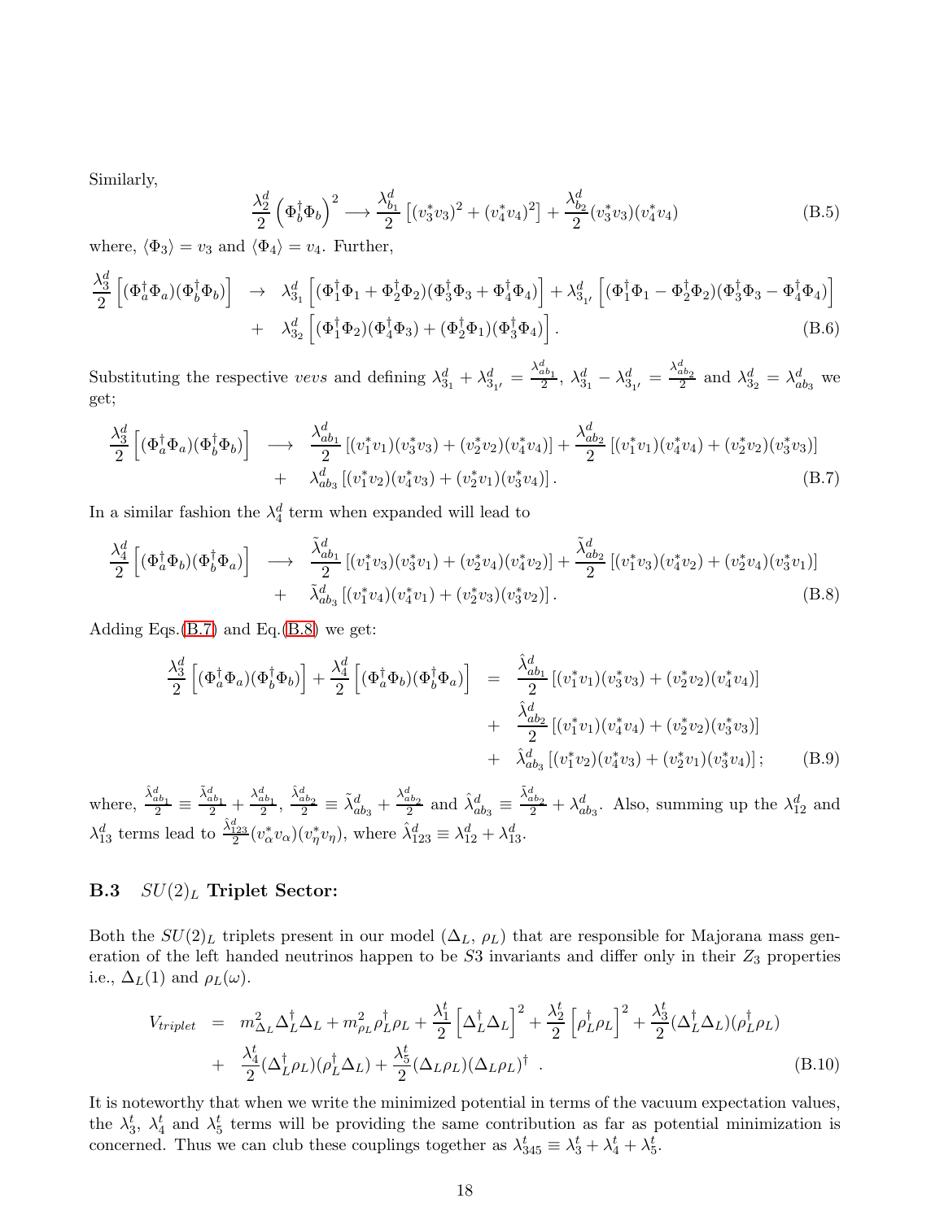Similarly,

$$\frac{\lambda_2^d}{2}\left(\Phi_b^\dagger \Phi_b\right)^2 \longrightarrow \frac{\lambda_{b_1}^d}{2}\left[(v_3^* v_3)^2 + (v_4^* v_4)^2\right] + \frac{\lambda_{b_2}^d}{2}(v_3^* v_3)(v_4^* v_4) \tag{B.5}$$

where, $\langle \Phi_3 \rangle = v_3$ and $\langle \Phi_4 \rangle = v_4$. Further,

$$\begin{aligned}\frac{\lambda_3^d}{2}\left[(\Phi_a^\dagger \Phi_a)(\Phi_b^\dagger \Phi_b)\right] \;&\rightarrow\; \lambda_{3_1}^d \left[(\Phi_1^\dagger \Phi_1 + \Phi_2^\dagger \Phi_2)(\Phi_3^\dagger \Phi_3 + \Phi_4^\dagger \Phi_4)\right] + \lambda_{3_{1'}}^d \left[(\Phi_1^\dagger \Phi_1 - \Phi_2^\dagger \Phi_2)(\Phi_3^\dagger \Phi_3 - \Phi_4^\dagger \Phi_4)\right] \\ &+\; \lambda_{3_2}^d \left[(\Phi_1^\dagger \Phi_2)(\Phi_4^\dagger \Phi_3) + (\Phi_2^\dagger \Phi_1)(\Phi_3^\dagger \Phi_4)\right].\end{aligned} \tag{B.6}$$

Substituting the respective *vevs* and defining $\lambda_{3_1}^d + \lambda_{3_{1'}}^d = \frac{\lambda_{ab_1}^d}{2}$, $\lambda_{3_1}^d - \lambda_{3_{1'}}^d = \frac{\lambda_{ab_2}^d}{2}$ and $\lambda_{3_2}^d = \lambda_{ab_3}^d$ we get;

$$\begin{aligned}\frac{\lambda_3^d}{2}\left[(\Phi_a^\dagger \Phi_a)(\Phi_b^\dagger \Phi_b)\right] \;&\longrightarrow\; \frac{\lambda_{ab_1}^d}{2}\left[(v_1^* v_1)(v_3^* v_3) + (v_2^* v_2)(v_4^* v_4)\right] + \frac{\lambda_{ab_2}^d}{2}\left[(v_1^* v_1)(v_4^* v_4) + (v_2^* v_2)(v_3^* v_3)\right] \\ &+\; \lambda_{ab_3}^d \left[(v_1^* v_2)(v_4^* v_3) + (v_2^* v_1)(v_3^* v_4)\right].\end{aligned} \tag{B.7}$$

In a similar fashion the $\lambda_4^d$ term when expanded will lead to

$$\begin{aligned}\frac{\lambda_4^d}{2}\left[(\Phi_a^\dagger \Phi_b)(\Phi_b^\dagger \Phi_a)\right] \;&\longrightarrow\; \frac{\tilde{\lambda}_{ab_1}^d}{2}\left[(v_1^* v_3)(v_3^* v_1) + (v_2^* v_4)(v_4^* v_2)\right] + \frac{\tilde{\lambda}_{ab_2}^d}{2}\left[(v_1^* v_3)(v_4^* v_2) + (v_2^* v_4)(v_3^* v_1)\right] \\ &+\; \tilde{\lambda}_{ab_3}^d \left[(v_1^* v_4)(v_4^* v_1) + (v_2^* v_3)(v_3^* v_2)\right].\end{aligned} \tag{B.8}$$

Adding Eqs.(B.7) and Eq.(B.8) we get:

$$\begin{aligned}\frac{\lambda_3^d}{2}\left[(\Phi_a^\dagger \Phi_a)(\Phi_b^\dagger \Phi_b)\right] + \frac{\lambda_4^d}{2}\left[(\Phi_a^\dagger \Phi_b)(\Phi_b^\dagger \Phi_a)\right] \;&=\; \frac{\hat{\lambda}_{ab_1}^d}{2}\left[(v_1^* v_1)(v_3^* v_3) + (v_2^* v_2)(v_4^* v_4)\right] \\ &+\; \frac{\hat{\lambda}_{ab_2}^d}{2}\left[(v_1^* v_1)(v_4^* v_4) + (v_2^* v_2)(v_3^* v_3)\right] \\ &+\; \hat{\lambda}_{ab_3}^d \left[(v_1^* v_2)(v_4^* v_3) + (v_2^* v_1)(v_3^* v_4)\right];\end{aligned} \tag{B.9}$$

where, $\frac{\hat{\lambda}_{ab_1}^d}{2} \equiv \frac{\tilde{\lambda}_{ab_1}^d}{2} + \frac{\lambda_{ab_1}^d}{2}$, $\frac{\hat{\lambda}_{ab_2}^d}{2} \equiv \tilde{\lambda}_{ab_3}^d + \frac{\lambda_{ab_2}^d}{2}$ and $\hat{\lambda}_{ab_3}^d \equiv \frac{\tilde{\lambda}_{ab_2}^d}{2} + \lambda_{ab_3}^d$. Also, summing up the $\lambda_{12}^d$ and $\lambda_{13}^d$ terms lead to $\frac{\hat{\lambda}_{123}^d}{2}(v_\alpha^* v_\alpha)(v_\eta^* v_\eta)$, where $\hat{\lambda}_{123}^d \equiv \lambda_{12}^d + \lambda_{13}^d$.

### B.3 $SU(2)_L$ Triplet Sector:

Both the $SU(2)_L$ triplets present in our model ($\Delta_L$, $\rho_L$) that are responsible for Majorana mass generation of the left handed neutrinos happen to be $S3$ invariants and differ only in their $Z_3$ properties i.e., $\Delta_L(1)$ and $\rho_L(\omega)$.

$$\begin{aligned}V_{triplet} \;&=\; m_{\Delta_L}^2 \Delta_L^\dagger \Delta_L + m_{\rho_L}^2 \rho_L^\dagger \rho_L + \frac{\lambda_1^t}{2}\left[\Delta_L^\dagger \Delta_L\right]^2 + \frac{\lambda_2^t}{2}\left[\rho_L^\dagger \rho_L\right]^2 + \frac{\lambda_3^t}{2}(\Delta_L^\dagger \Delta_L)(\rho_L^\dagger \rho_L) \\ &+\; \frac{\lambda_4^t}{2}(\Delta_L^\dagger \rho_L)(\rho_L^\dagger \Delta_L) + \frac{\lambda_5^t}{2}(\Delta_L \rho_L)(\Delta_L \rho_L)^\dagger \;.\end{aligned} \tag{B.10}$$

It is noteworthy that when we write the minimized potential in terms of the vacuum expectation values, the $\lambda_3^t$, $\lambda_4^t$ and $\lambda_5^t$ terms will be providing the same contribution as far as potential minimization is concerned. Thus we can club these couplings together as $\lambda_{345}^t \equiv \lambda_3^t + \lambda_4^t + \lambda_5^t$.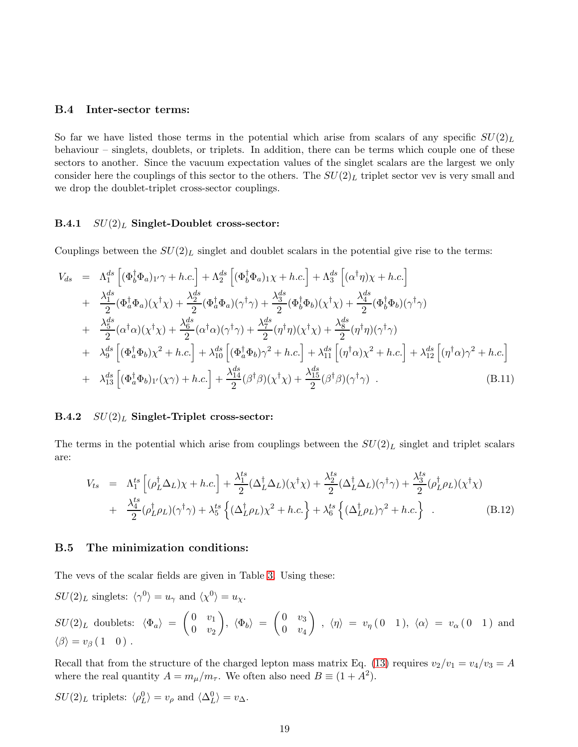### B.4 Inter-sector terms:

So far we have listed those terms in the potential which arise from scalars of any specific $SU(2)_L$ behaviour – singlets, doublets, or triplets. In addition, there can be terms which couple one of these sectors to another. Since the vacuum expectation values of the singlet scalars are the largest we only consider here the couplings of this sector to the others. The $SU(2)_L$ triplet sector vev is very small and we drop the doublet-triplet cross-sector couplings.

#### B.4.1 $SU(2)_L$ Singlet-Doublet cross-sector:

Couplings between the $SU(2)_L$ singlet and doublet scalars in the potential give rise to the terms:

$$
\begin{aligned}
V_{ds} \;=\;& \Lambda_1^{ds}\left[(\Phi_b^\dagger\Phi_a)_{1'}\gamma + h.c.\right] + \Lambda_2^{ds}\left[(\Phi_b^\dagger\Phi_a)_1\chi + h.c.\right] + \Lambda_3^{ds}\left[(\alpha^\dagger\eta)\chi + h.c.\right] \\
&+ \frac{\lambda_1^{ds}}{2}(\Phi_a^\dagger\Phi_a)(\chi^\dagger\chi) + \frac{\lambda_2^{ds}}{2}(\Phi_a^\dagger\Phi_a)(\gamma^\dagger\gamma) + \frac{\lambda_3^{ds}}{2}(\Phi_b^\dagger\Phi_b)(\chi^\dagger\chi) + \frac{\lambda_4^{ds}}{2}(\Phi_b^\dagger\Phi_b)(\gamma^\dagger\gamma) \\
&+ \frac{\lambda_5^{ds}}{2}(\alpha^\dagger\alpha)(\chi^\dagger\chi) + \frac{\lambda_6^{ds}}{2}(\alpha^\dagger\alpha)(\gamma^\dagger\gamma) + \frac{\lambda_7^{ds}}{2}(\eta^\dagger\eta)(\chi^\dagger\chi) + \frac{\lambda_8^{ds}}{2}(\eta^\dagger\eta)(\gamma^\dagger\gamma) \\
&+ \lambda_9^{ds}\left[(\Phi_a^\dagger\Phi_b)\chi^2 + h.c.\right] + \lambda_{10}^{ds}\left[(\Phi_a^\dagger\Phi_b)\gamma^2 + h.c.\right] + \lambda_{11}^{ds}\left[(\eta^\dagger\alpha)\chi^2 + h.c.\right] + \lambda_{12}^{ds}\left[(\eta^\dagger\alpha)\gamma^2 + h.c.\right] \\
&+ \lambda_{13}^{ds}\left[(\Phi_a^\dagger\Phi_b)_{1'}(\chi\gamma) + h.c.\right] + \frac{\lambda_{14}^{ds}}{2}(\beta^\dagger\beta)(\chi^\dagger\chi) + \frac{\lambda_{15}^{ds}}{2}(\beta^\dagger\beta)(\gamma^\dagger\gamma) \quad . \qquad\qquad \text{(B.11)}
\end{aligned}
$$

#### B.4.2 $SU(2)_L$ Singlet-Triplet cross-sector:

The terms in the potential which arise from couplings between the $SU(2)_L$ singlet and triplet scalars are:

$$
\begin{aligned}
V_{ts} \;=\;& \Lambda_1^{ts}\left[(\rho_L^\dagger\Delta_L)\chi + h.c.\right] + \frac{\lambda_1^{ts}}{2}(\Delta_L^\dagger\Delta_L)(\chi^\dagger\chi) + \frac{\lambda_2^{ts}}{2}(\Delta_L^\dagger\Delta_L)(\gamma^\dagger\gamma) + \frac{\lambda_3^{ts}}{2}(\rho_L^\dagger\rho_L)(\chi^\dagger\chi) \\
&+ \frac{\lambda_4^{ts}}{2}(\rho_L^\dagger\rho_L)(\gamma^\dagger\gamma) + \lambda_5^{ts}\left\{(\Delta_L^\dagger\rho_L)\chi^2 + h.c.\right\} + \lambda_6^{ts}\left\{(\Delta_L^\dagger\rho_L)\gamma^2 + h.c.\right\} \quad . \qquad\qquad \text{(B.12)}
\end{aligned}
$$

### B.5 The minimization conditions:

The vevs of the scalar fields are given in Table 3. Using these:

$SU(2)_L$ singlets: $\langle\gamma^0\rangle = u_\gamma$ and $\langle\chi^0\rangle = u_\chi$.

$SU(2)_L$ doublets: $\langle\Phi_a\rangle = \begin{pmatrix} 0 & v_1 \\ 0 & v_2 \end{pmatrix}$, $\langle\Phi_b\rangle = \begin{pmatrix} 0 & v_3 \\ 0 & v_4 \end{pmatrix}$ , $\langle\eta\rangle = v_\eta\,(0 \quad 1)$, $\langle\alpha\rangle = v_\alpha\,(0 \quad 1)$ and $\langle\beta\rangle = v_\beta\,(1 \quad 0)$ .

Recall that from the structure of the charged lepton mass matrix Eq. (13) requires $v_2/v_1 = v_4/v_3 = A$ where the real quantity $A = m_\mu/m_\tau$. We often also need $B \equiv (1 + A^2)$.

$SU(2)_L$ triplets: $\langle\rho_L^0\rangle = v_\rho$ and $\langle\Delta_L^0\rangle = v_\Delta$.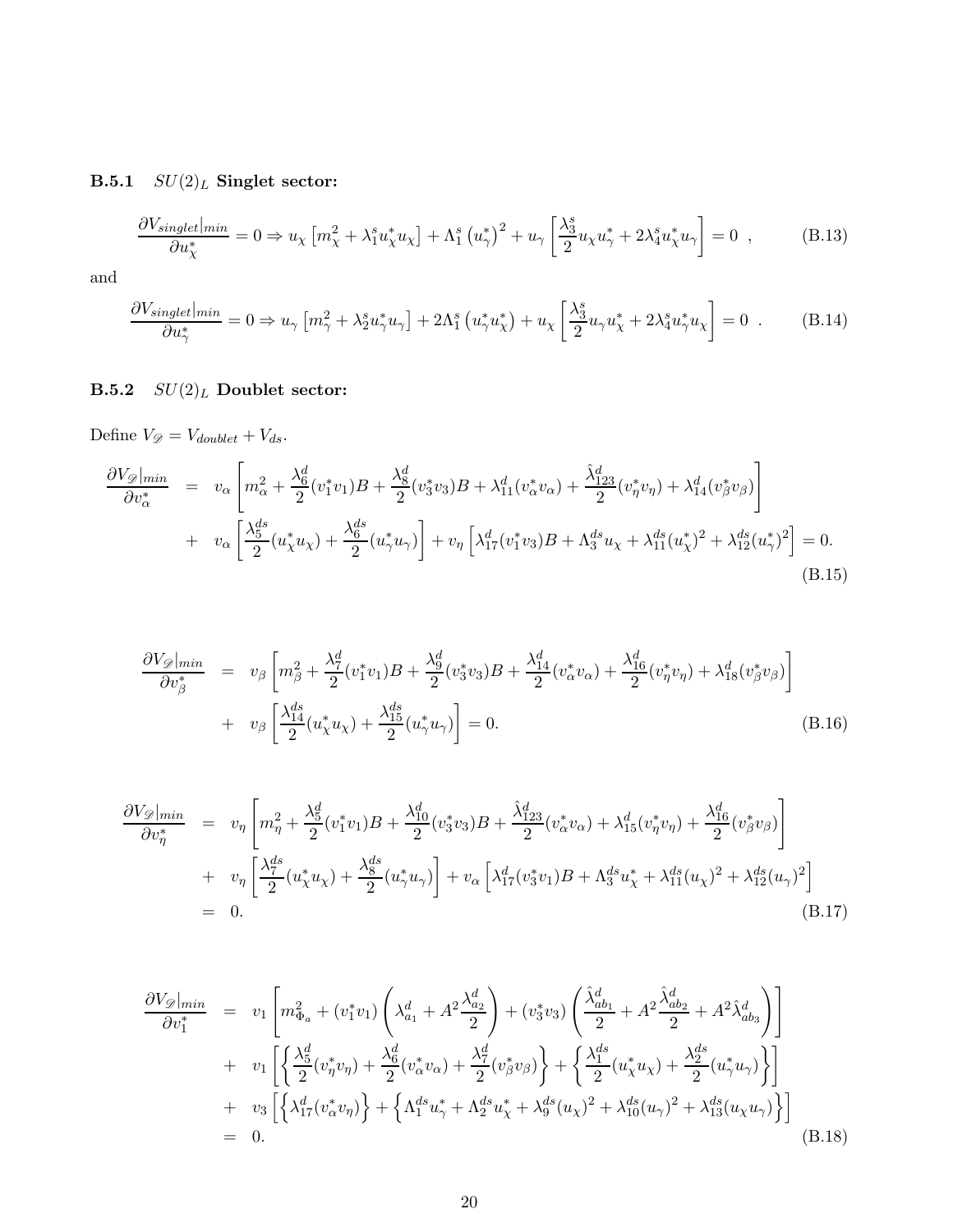#### B.5.1 $SU(2)_L$ Singlet sector:

$$\frac{\partial V_{singlet}|_{min}}{\partial u_\chi^*} = 0 \Rightarrow u_\chi \left[m_\chi^2 + \lambda_1^s u_\chi^* u_\chi\right] + \Lambda_1^s \left(u_\gamma^*\right)^2 + u_\gamma \left[\frac{\lambda_3^s}{2} u_\chi u_\gamma^* + 2\lambda_4^s u_\chi^* u_\gamma\right] = 0 \ , \tag{B.13}$$

and

$$\frac{\partial V_{singlet}|_{min}}{\partial u_\gamma^*} = 0 \Rightarrow u_\gamma \left[m_\gamma^2 + \lambda_2^s u_\gamma^* u_\gamma\right] + 2\Lambda_1^s \left(u_\gamma^* u_\chi^*\right) + u_\chi \left[\frac{\lambda_3^s}{2} u_\gamma u_\chi^* + 2\lambda_4^s u_\gamma^* u_\chi\right] = 0 \ . \tag{B.14}$$

#### B.5.2 $SU(2)_L$ Doublet sector:

Define $V_{\mathscr{D}} = V_{doublet} + V_{ds}$.

$$\begin{aligned}
\frac{\partial V_{\mathscr{D}}|_{min}}{\partial v_\alpha^*} &= v_\alpha \left[m_\alpha^2 + \frac{\lambda_6^d}{2}(v_1^* v_1)B + \frac{\lambda_8^d}{2}(v_3^* v_3)B + \lambda_{11}^d (v_\alpha^* v_\alpha) + \frac{\hat{\lambda}_{123}^d}{2}(v_\eta^* v_\eta) + \lambda_{14}^d (v_\beta^* v_\beta)\right] \\
&+ v_\alpha \left[\frac{\lambda_5^{ds}}{2}(u_\chi^* u_\chi) + \frac{\lambda_6^{ds}}{2}(u_\gamma^* u_\gamma)\right] + v_\eta \left[\lambda_{17}^d (v_1^* v_3)B + \Lambda_3^{ds} u_\chi + \lambda_{11}^{ds}(u_\chi^*)^2 + \lambda_{12}^{ds}(u_\gamma^*)^2\right] = 0.
\end{aligned} \tag{B.15}$$

$$\begin{aligned}
\frac{\partial V_{\mathscr{D}}|_{min}}{\partial v_\beta^*} &= v_\beta \left[m_\beta^2 + \frac{\lambda_7^d}{2}(v_1^* v_1)B + \frac{\lambda_9^d}{2}(v_3^* v_3)B + \frac{\lambda_{14}^d}{2}(v_\alpha^* v_\alpha) + \frac{\lambda_{16}^d}{2}(v_\eta^* v_\eta) + \lambda_{18}^d (v_\beta^* v_\beta)\right] \\
&+ v_\beta \left[\frac{\lambda_{14}^{ds}}{2}(u_\chi^* u_\chi) + \frac{\lambda_{15}^{ds}}{2}(u_\gamma^* u_\gamma)\right] = 0.
\end{aligned} \tag{B.16}$$

$$\begin{aligned}
\frac{\partial V_{\mathscr{D}}|_{min}}{\partial v_\eta^*} &= v_\eta \left[m_\eta^2 + \frac{\lambda_5^d}{2}(v_1^* v_1)B + \frac{\lambda_{10}^d}{2}(v_3^* v_3)B + \frac{\hat{\lambda}_{123}^d}{2}(v_\alpha^* v_\alpha) + \lambda_{15}^d (v_\eta^* v_\eta) + \frac{\lambda_{16}^d}{2}(v_\beta^* v_\beta)\right] \\
&+ v_\eta \left[\frac{\lambda_7^{ds}}{2}(u_\chi^* u_\chi) + \frac{\lambda_8^{ds}}{2}(u_\gamma^* u_\gamma)\right] + v_\alpha \left[\lambda_{17}^d (v_3^* v_1)B + \Lambda_3^{ds} u_\chi^* + \lambda_{11}^{ds}(u_\chi)^2 + \lambda_{12}^{ds}(u_\gamma)^2\right] \\
&= 0.
\end{aligned} \tag{B.17}$$

$$\begin{aligned}
\frac{\partial V_{\mathscr{D}}|_{min}}{\partial v_1^*} &= v_1 \left[m_{\Phi_a}^2 + (v_1^* v_1)\left(\lambda_{a_1}^d + A^2 \frac{\lambda_{a_2}^d}{2}\right) + (v_3^* v_3)\left(\frac{\hat{\lambda}_{ab_1}^d}{2} + A^2 \frac{\hat{\lambda}_{ab_2}^d}{2} + A^2 \hat{\lambda}_{ab_3}^d\right)\right] \\
&+ v_1 \left[\left\{\frac{\lambda_5^d}{2}(v_\eta^* v_\eta) + \frac{\lambda_6^d}{2}(v_\alpha^* v_\alpha) + \frac{\lambda_7^d}{2}(v_\beta^* v_\beta)\right\} + \left\{\frac{\lambda_1^{ds}}{2}(u_\chi^* u_\chi) + \frac{\lambda_2^{ds}}{2}(u_\gamma^* u_\gamma)\right\}\right] \\
&+ v_3 \left[\left\{\lambda_{17}^d (v_\alpha^* v_\eta)\right\} + \left\{\Lambda_1^{ds} u_\gamma^* + \Lambda_2^{ds} u_\chi^* + \lambda_9^{ds}(u_\chi)^2 + \lambda_{10}^{ds}(u_\gamma)^2 + \lambda_{13}^{ds}(u_\chi u_\gamma)\right\}\right] \\
&= 0.
\end{aligned} \tag{B.18}$$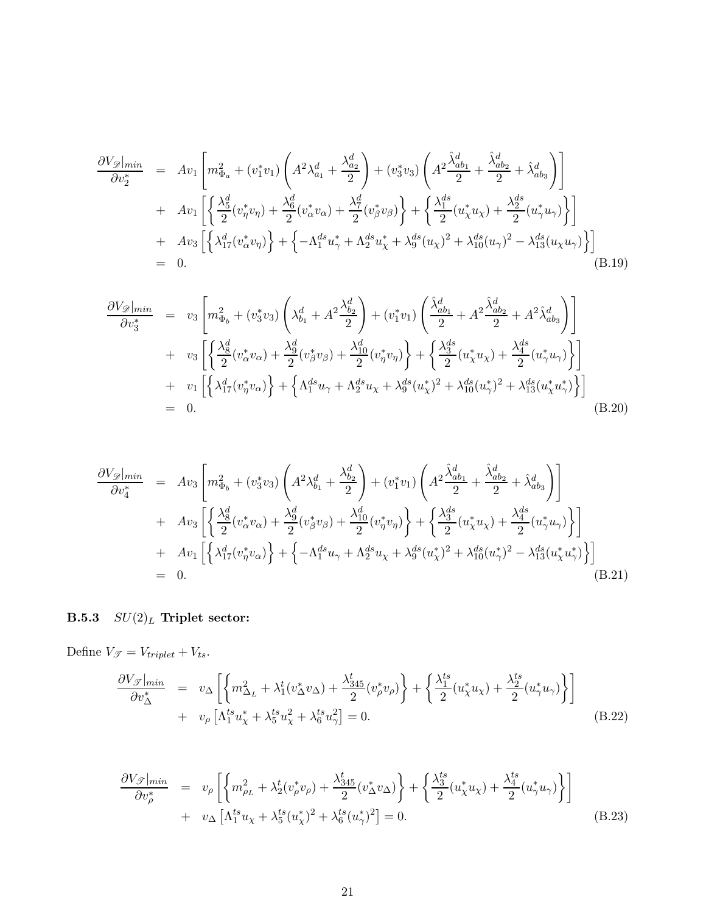$$
\begin{aligned}
\frac{\partial V_{\mathscr{D}}|_{min}}{\partial v_2^*} &= A v_1 \left[ m_{\Phi_a}^2 + (v_1^* v_1)\left( A^2 \lambda_{a_1}^d + \frac{\lambda_{a_2}^d}{2} \right) + (v_3^* v_3)\left( A^2 \frac{\hat{\lambda}_{ab_1}^d}{2} + \frac{\hat{\lambda}_{ab_2}^d}{2} + \hat{\lambda}_{ab_3}^d \right) \right] \\
&+ A v_1 \left[ \left\{ \frac{\lambda_5^d}{2}(v_\eta^* v_\eta) + \frac{\lambda_6^d}{2}(v_\alpha^* v_\alpha) + \frac{\lambda_7^d}{2}(v_\beta^* v_\beta) \right\} + \left\{ \frac{\lambda_1^{ds}}{2}(u_\chi^* u_\chi) + \frac{\lambda_2^{ds}}{2}(u_\gamma^* u_\gamma) \right\} \right] \\
&+ A v_3 \left[ \left\{ \lambda_{17}^d (v_\alpha^* v_\eta) \right\} + \left\{ -\Lambda_1^{ds} u_\gamma^* + \Lambda_2^{ds} u_\chi^* + \lambda_9^{ds}(u_\chi)^2 + \lambda_{10}^{ds}(u_\gamma)^2 - \lambda_{13}^{ds}(u_\chi u_\gamma) \right\} \right] \\
&= 0. 
\end{aligned} \tag{B.19}
$$

$$
\begin{aligned}
\frac{\partial V_{\mathscr{D}}|_{min}}{\partial v_3^*} &= v_3 \left[ m_{\Phi_b}^2 + (v_3^* v_3)\left( \lambda_{b_1}^d + A^2 \frac{\lambda_{b_2}^d}{2} \right) + (v_1^* v_1)\left( \frac{\hat{\lambda}_{ab_1}^d}{2} + A^2 \frac{\hat{\lambda}_{ab_2}^d}{2} + A^2 \hat{\lambda}_{ab_3}^d \right) \right] \\
&+ v_3 \left[ \left\{ \frac{\lambda_8^d}{2}(v_\alpha^* v_\alpha) + \frac{\lambda_9^d}{2}(v_\beta^* v_\beta) + \frac{\lambda_{10}^d}{2}(v_\eta^* v_\eta) \right\} + \left\{ \frac{\lambda_3^{ds}}{2}(u_\chi^* u_\chi) + \frac{\lambda_4^{ds}}{2}(u_\gamma^* u_\gamma) \right\} \right] \\
&+ v_1 \left[ \left\{ \lambda_{17}^d (v_\eta^* v_\alpha) \right\} + \left\{ \Lambda_1^{ds} u_\gamma + \Lambda_2^{ds} u_\chi + \lambda_9^{ds}(u_\chi^*)^2 + \lambda_{10}^{ds}(u_\gamma^*)^2 + \lambda_{13}^{ds}(u_\chi^* u_\gamma^*) \right\} \right] \\
&= 0.
\end{aligned} \tag{B.20}
$$

$$
\begin{aligned}
\frac{\partial V_{\mathscr{D}}|_{min}}{\partial v_4^*} &= A v_3 \left[ m_{\Phi_b}^2 + (v_3^* v_3)\left( A^2 \lambda_{b_1}^d + \frac{\lambda_{b_2}^d}{2} \right) + (v_1^* v_1)\left( A^2 \frac{\hat{\lambda}_{ab_1}^d}{2} + \frac{\hat{\lambda}_{ab_2}^d}{2} + \hat{\lambda}_{ab_3}^d \right) \right] \\
&+ A v_3 \left[ \left\{ \frac{\lambda_8^d}{2}(v_\alpha^* v_\alpha) + \frac{\lambda_9^d}{2}(v_\beta^* v_\beta) + \frac{\lambda_{10}^d}{2}(v_\eta^* v_\eta) \right\} + \left\{ \frac{\lambda_3^{ds}}{2}(u_\chi^* u_\chi) + \frac{\lambda_4^{ds}}{2}(u_\gamma^* u_\gamma) \right\} \right] \\
&+ A v_1 \left[ \left\{ \lambda_{17}^d (v_\eta^* v_\alpha) \right\} + \left\{ -\Lambda_1^{ds} u_\gamma + \Lambda_2^{ds} u_\chi + \lambda_9^{ds}(u_\chi^*)^2 + \lambda_{10}^{ds}(u_\gamma^*)^2 - \lambda_{13}^{ds}(u_\chi^* u_\gamma^*) \right\} \right] \\
&= 0.
\end{aligned} \tag{B.21}
$$

### B.5.3 $SU(2)_L$ Triplet sector:

Define $V_{\mathscr{T}} = V_{triplet} + V_{ts}$.

$$
\begin{aligned}
\frac{\partial V_{\mathscr{T}}|_{min}}{\partial v_\Delta^*} &= v_\Delta \left[ \left\{ m_{\Delta_L}^2 + \lambda_1^t (v_\Delta^* v_\Delta) + \frac{\lambda_{345}^t}{2}(v_\rho^* v_\rho) \right\} + \left\{ \frac{\lambda_1^{ts}}{2}(u_\chi^* u_\chi) + \frac{\lambda_2^{ts}}{2}(u_\gamma^* u_\gamma) \right\} \right] \\
&+ v_\rho \left[ \Lambda_1^{ts} u_\chi^* + \lambda_5^{ts} u_\chi^2 + \lambda_6^{ts} u_\gamma^2 \right] = 0.
\end{aligned} \tag{B.22}
$$

$$
\begin{aligned}
\frac{\partial V_{\mathscr{T}}|_{min}}{\partial v_\rho^*} &= v_\rho \left[ \left\{ m_{\rho_L}^2 + \lambda_2^t (v_\rho^* v_\rho) + \frac{\lambda_{345}^t}{2}(v_\Delta^* v_\Delta) \right\} + \left\{ \frac{\lambda_3^{ts}}{2}(u_\chi^* u_\chi) + \frac{\lambda_4^{ts}}{2}(u_\gamma^* u_\gamma) \right\} \right] \\
&+ v_\Delta \left[ \Lambda_1^{ts} u_\chi + \lambda_5^{ts} (u_\chi^*)^2 + \lambda_6^{ts} (u_\gamma^*)^2 \right] = 0.
\end{aligned} \tag{B.23}
$$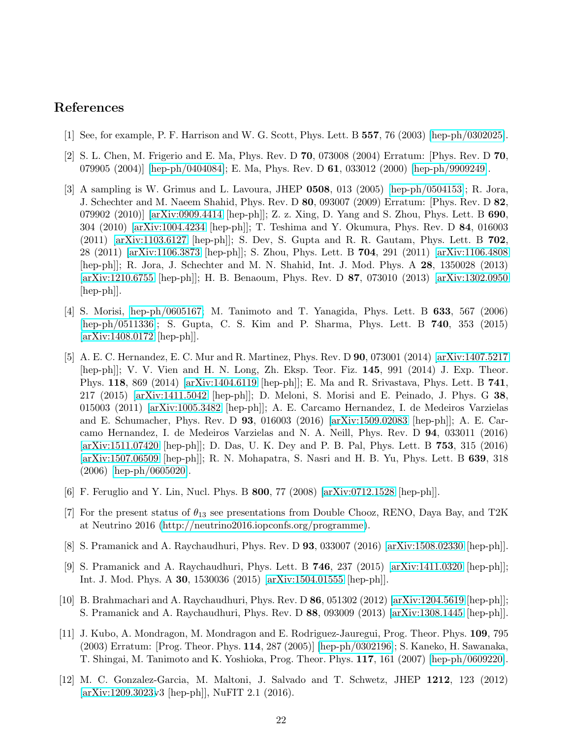## References

[1] See, for example, P. F. Harrison and W. G. Scott, Phys. Lett. B **557**, 76 (2003) [hep-ph/0302025].

[2] S. L. Chen, M. Frigerio and E. Ma, Phys. Rev. D **70**, 073008 (2004) Erratum: [Phys. Rev. D **70**, 079905 (2004)] [hep-ph/0404084]; E. Ma, Phys. Rev. D **61**, 033012 (2000) [hep-ph/9909249].

[3] A sampling is W. Grimus and L. Lavoura, JHEP **0508**, 013 (2005) [hep-ph/0504153]; R. Jora, J. Schechter and M. Naeem Shahid, Phys. Rev. D **80**, 093007 (2009) Erratum: [Phys. Rev. D **82**, 079902 (2010)] [arXiv:0909.4414 [hep-ph]]; Z. z. Xing, D. Yang and S. Zhou, Phys. Lett. B **690**, 304 (2010) [arXiv:1004.4234 [hep-ph]]; T. Teshima and Y. Okumura, Phys. Rev. D **84**, 016003 (2011) [arXiv:1103.6127 [hep-ph]]; S. Dev, S. Gupta and R. R. Gautam, Phys. Lett. B **702**, 28 (2011) [arXiv:1106.3873 [hep-ph]]; S. Zhou, Phys. Lett. B **704**, 291 (2011) [arXiv:1106.4808 [hep-ph]]; R. Jora, J. Schechter and M. N. Shahid, Int. J. Mod. Phys. A **28**, 1350028 (2013) [arXiv:1210.6755 [hep-ph]]; H. B. Benaoum, Phys. Rev. D **87**, 073010 (2013) [arXiv:1302.0950 [hep-ph]].

[4] S. Morisi, hep-ph/0605167; M. Tanimoto and T. Yanagida, Phys. Lett. B **633**, 567 (2006) [hep-ph/0511336]; S. Gupta, C. S. Kim and P. Sharma, Phys. Lett. B **740**, 353 (2015) [arXiv:1408.0172 [hep-ph]].

[5] A. E. C. Hernandez, E. C. Mur and R. Martinez, Phys. Rev. D **90**, 073001 (2014) [arXiv:1407.5217 [hep-ph]]; V. V. Vien and H. N. Long, Zh. Eksp. Teor. Fiz. **145**, 991 (2014) J. Exp. Theor. Phys. **118**, 869 (2014) [arXiv:1404.6119 [hep-ph]]; E. Ma and R. Srivastava, Phys. Lett. B **741**, 217 (2015) [arXiv:1411.5042 [hep-ph]]; D. Meloni, S. Morisi and E. Peinado, J. Phys. G **38**, 015003 (2011) [arXiv:1005.3482 [hep-ph]]; A. E. Carcamo Hernandez, I. de Medeiros Varzielas and E. Schumacher, Phys. Rev. D **93**, 016003 (2016) [arXiv:1509.02083 [hep-ph]]; A. E. Carcamo Hernandez, I. de Medeiros Varzielas and N. A. Neill, Phys. Rev. D **94**, 033011 (2016) [arXiv:1511.07420 [hep-ph]]; D. Das, U. K. Dey and P. B. Pal, Phys. Lett. B **753**, 315 (2016) [arXiv:1507.06509 [hep-ph]]; R. N. Mohapatra, S. Nasri and H. B. Yu, Phys. Lett. B **639**, 318 (2006) [hep-ph/0605020].

[6] F. Feruglio and Y. Lin, Nucl. Phys. B **800**, 77 (2008) [arXiv:0712.1528 [hep-ph]].

[7] For the present status of $\theta_{13}$ see presentations from Double Chooz, RENO, Daya Bay, and T2K at Neutrino 2016 (http://neutrino2016.iopconfs.org/programme).

[8] S. Pramanick and A. Raychaudhuri, Phys. Rev. D **93**, 033007 (2016) [arXiv:1508.02330 [hep-ph]].

[9] S. Pramanick and A. Raychaudhuri, Phys. Lett. B **746**, 237 (2015) [arXiv:1411.0320 [hep-ph]]; Int. J. Mod. Phys. A **30**, 1530036 (2015) [arXiv:1504.01555 [hep-ph]].

[10] B. Brahmachari and A. Raychaudhuri, Phys. Rev. D **86**, 051302 (2012) [arXiv:1204.5619 [hep-ph]]; S. Pramanick and A. Raychaudhuri, Phys. Rev. D **88**, 093009 (2013) [arXiv:1308.1445 [hep-ph]].

[11] J. Kubo, A. Mondragon, M. Mondragon and E. Rodriguez-Jauregui, Prog. Theor. Phys. **109**, 795 (2003) Erratum: [Prog. Theor. Phys. **114**, 287 (2005)] [hep-ph/0302196]; S. Kaneko, H. Sawanaka, T. Shingai, M. Tanimoto and K. Yoshioka, Prog. Theor. Phys. **117**, 161 (2007) [hep-ph/0609220].

[12] M. C. Gonzalez-Garcia, M. Maltoni, J. Salvado and T. Schwetz, JHEP **1212**, 123 (2012) [arXiv:1209.3023v3 [hep-ph]], NuFIT 2.1 (2016).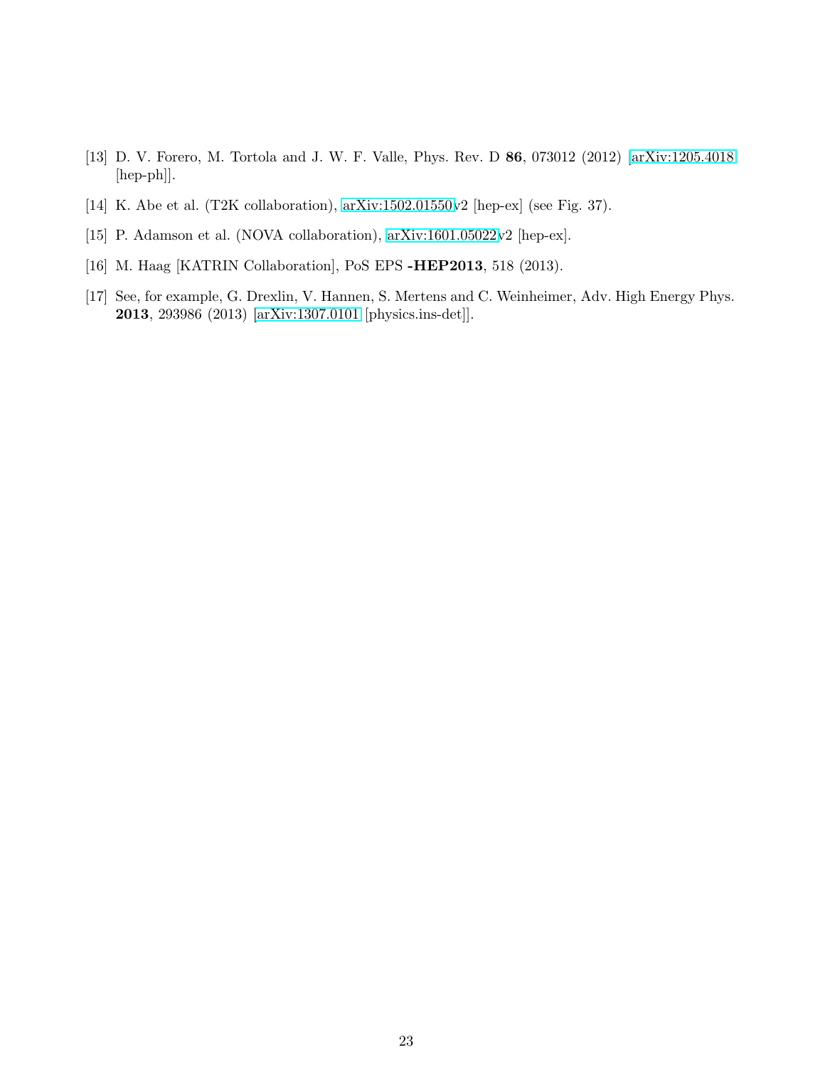[13] D. V. Forero, M. Tortola and J. W. F. Valle, Phys. Rev. D **86**, 073012 (2012) [arXiv:1205.4018 [hep-ph]].

[14] K. Abe et al. (T2K collaboration), arXiv:1502.01550v2 [hep-ex] (see Fig. 37).

[15] P. Adamson et al. (NOVA collaboration), arXiv:1601.05022v2 [hep-ex].

[16] M. Haag [KATRIN Collaboration], PoS EPS **-HEP2013**, 518 (2013).

[17] See, for example, G. Drexlin, V. Hannen, S. Mertens and C. Weinheimer, Adv. High Energy Phys. **2013**, 293986 (2013) [arXiv:1307.0101 [physics.ins-det]].